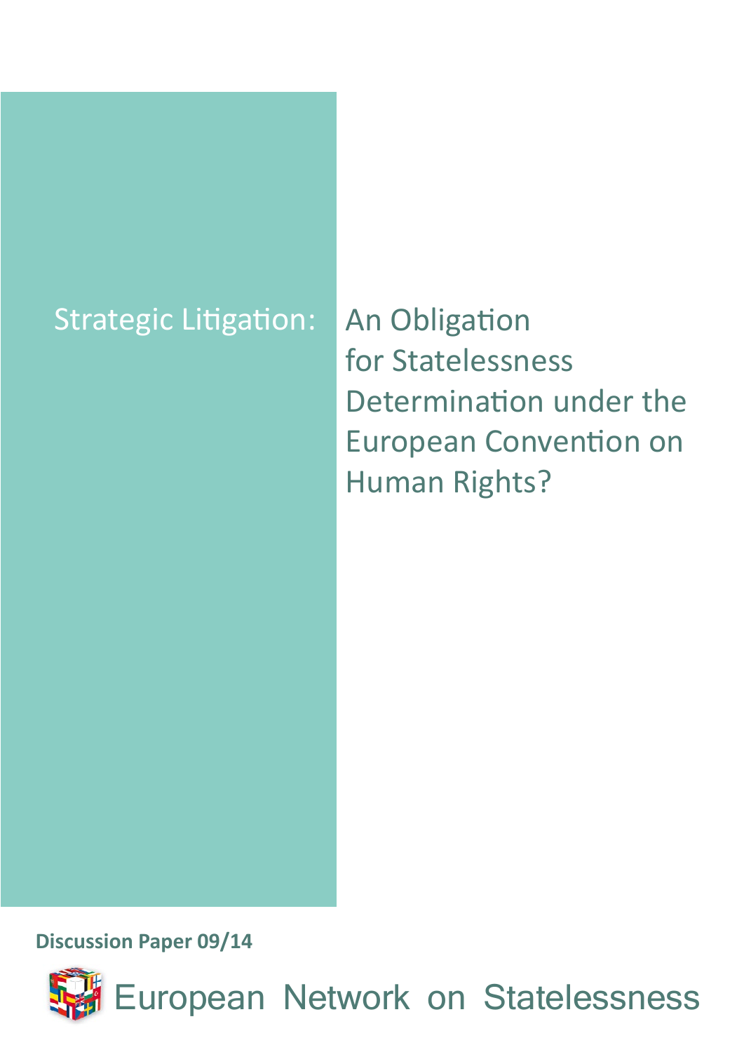# Strategic Litigation: An Obligation for Statelessness Determination under the European Convention on Human Rights?

**Discussion Paper 09/14**

European Network on Statelessness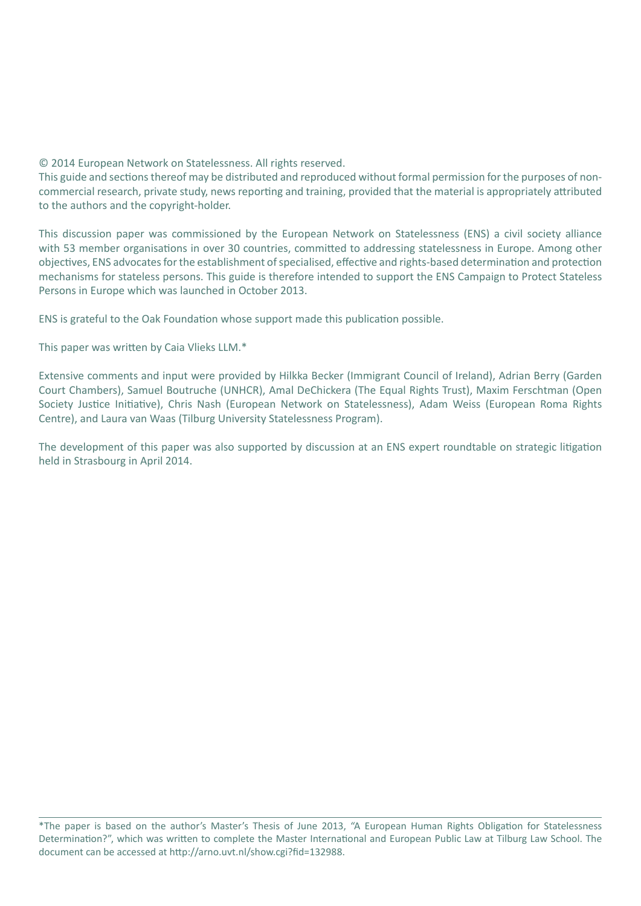© 2014 European Network on Statelessness. All rights reserved.
This guide and sections thereof may be distributed and reproduced without formal permission for the purposes of non-commercial research, private study, news reporting and training, provided that the material is appropriately attributed to the authors and the copyright-holder.

This discussion paper was commissioned by the European Network on Statelessness (ENS) a civil society alliance with 53 member organisations in over 30 countries, committed to addressing statelessness in Europe. Among other objectives, ENS advocates for the establishment of specialised, effective and rights-based determination and protection mechanisms for stateless persons. This guide is therefore intended to support the ENS Campaign to Protect Stateless Persons in Europe which was launched in October 2013.

ENS is grateful to the Oak Foundation whose support made this publication possible.

This paper was written by Caia Vlieks LLM.*

Extensive comments and input were provided by Hilkka Becker (Immigrant Council of Ireland), Adrian Berry (Garden Court Chambers), Samuel Boutruche (UNHCR), Amal DeChickera (The Equal Rights Trust), Maxim Ferschtman (Open Society Justice Initiative), Chris Nash (European Network on Statelessness), Adam Weiss (European Roma Rights Centre), and Laura van Waas (Tilburg University Statelessness Program).

The development of this paper was also supported by discussion at an ENS expert roundtable on strategic litigation held in Strasbourg in April 2014.

---

*The paper is based on the author's Master's Thesis of June 2013, "A European Human Rights Obligation for Statelessness Determination?", which was written to complete the Master International and European Public Law at Tilburg Law School. The document can be accessed at http://arno.uvt.nl/show.cgi?fid=132988.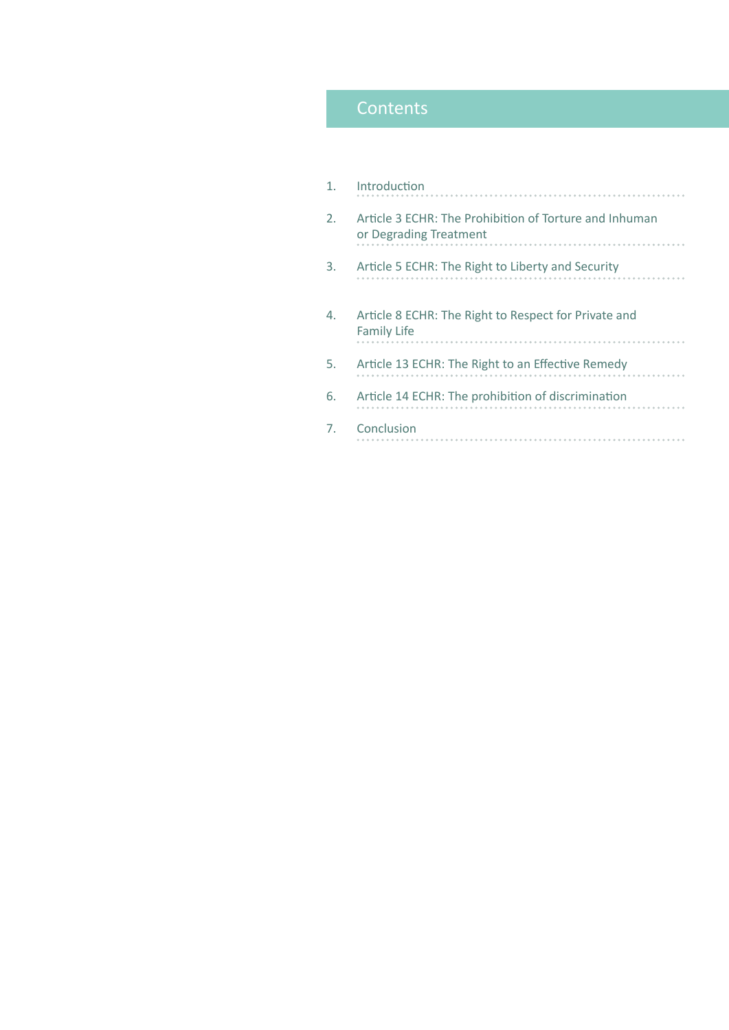# Contents

1. Introduction
2. Article 3 ECHR: The Prohibition of Torture and Inhuman or Degrading Treatment
3. Article 5 ECHR: The Right to Liberty and Security
4. Article 8 ECHR: The Right to Respect for Private and Family Life
5. Article 13 ECHR: The Right to an Effective Remedy
6. Article 14 ECHR: The prohibition of discrimination
7. Conclusion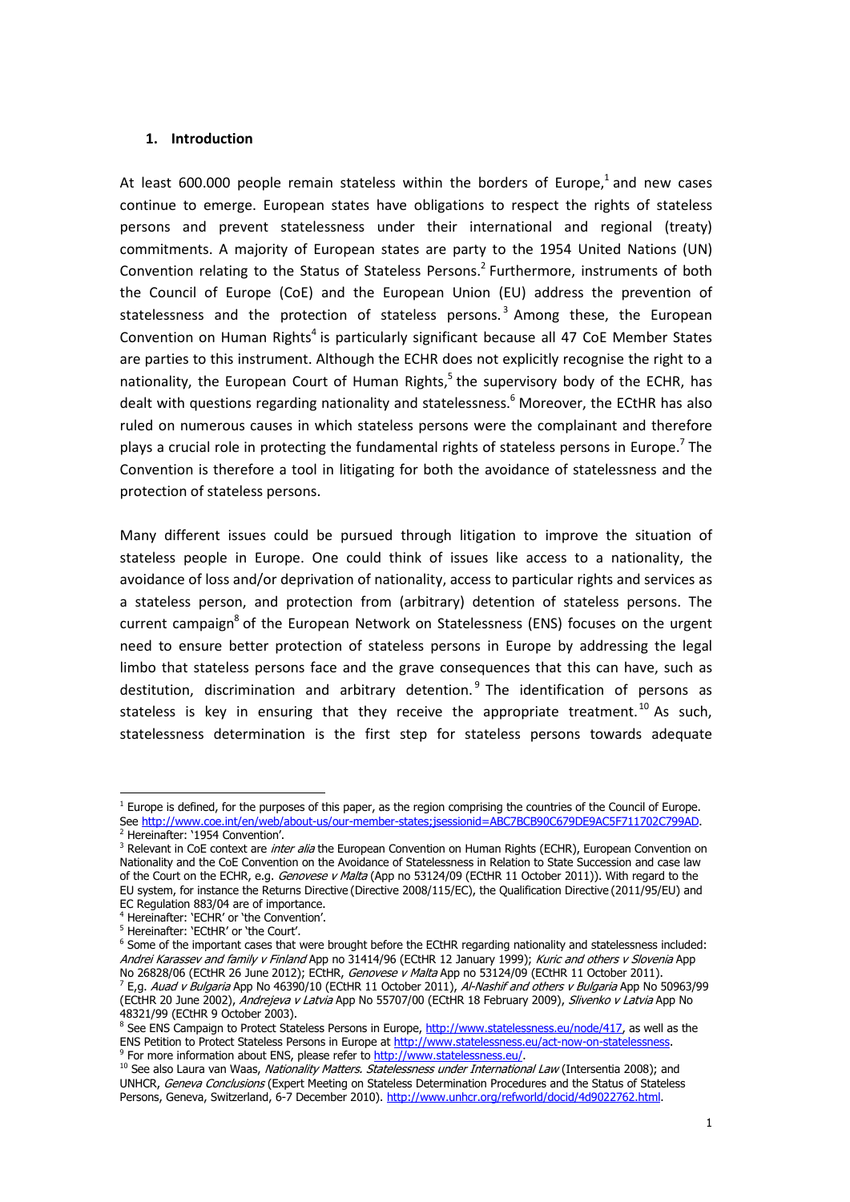## 1. Introduction

At least 600.000 people remain stateless within the borders of Europe,[1] and new cases continue to emerge. European states have obligations to respect the rights of stateless persons and prevent statelessness under their international and regional (treaty) commitments. A majority of European states are party to the 1954 United Nations (UN) Convention relating to the Status of Stateless Persons.[2] Furthermore, instruments of both the Council of Europe (CoE) and the European Union (EU) address the prevention of statelessness and the protection of stateless persons.[3] Among these, the European Convention on Human Rights[4] is particularly significant because all 47 CoE Member States are parties to this instrument. Although the ECHR does not explicitly recognise the right to a nationality, the European Court of Human Rights,[5] the supervisory body of the ECHR, has dealt with questions regarding nationality and statelessness.[6] Moreover, the ECtHR has also ruled on numerous causes in which stateless persons were the complainant and therefore plays a crucial role in protecting the fundamental rights of stateless persons in Europe.[7] The Convention is therefore a tool in litigating for both the avoidance of statelessness and the protection of stateless persons.

Many different issues could be pursued through litigation to improve the situation of stateless people in Europe. One could think of issues like access to a nationality, the avoidance of loss and/or deprivation of nationality, access to particular rights and services as a stateless person, and protection from (arbitrary) detention of stateless persons. The current campaign[8] of the European Network on Statelessness (ENS) focuses on the urgent need to ensure better protection of stateless persons in Europe by addressing the legal limbo that stateless persons face and the grave consequences that this can have, such as destitution, discrimination and arbitrary detention.[9] The identification of persons as stateless is key in ensuring that they receive the appropriate treatment.[10] As such, statelessness determination is the first step for stateless persons towards adequate

---

[1] Europe is defined, for the purposes of this paper, as the region comprising the countries of the Council of Europe. See http://www.coe.int/en/web/about-us/our-member-states;jsessionid=ABC7BCB90C679DE9AC5F711702C799AD.

[2] Hereinafter: '1954 Convention'.

[3] Relevant in CoE context are *inter alia* the European Convention on Human Rights (ECHR), European Convention on Nationality and the CoE Convention on the Avoidance of Statelessness in Relation to State Succession and case law of the Court on the ECHR, e.g. *Genovese v Malta* (App no 53124/09 (ECtHR 11 October 2011)). With regard to the EU system, for instance the Returns Directive (Directive 2008/115/EC), the Qualification Directive (2011/95/EU) and EC Regulation 883/04 are of importance.

[4] Hereinafter: 'ECHR' or 'the Convention'.

[5] Hereinafter: 'ECtHR' or 'the Court'.

[6] Some of the important cases that were brought before the ECtHR regarding nationality and statelessness included: *Andrei Karassev and family v Finland* App no 31414/96 (ECtHR 12 January 1999); *Kuric and others v Slovenia* App No 26828/06 (ECtHR 26 June 2012); ECtHR, *Genovese v Malta* App no 53124/09 (ECtHR 11 October 2011).

[7] E,g. *Auad v Bulgaria* App No 46390/10 (ECtHR 11 October 2011), *Al-Nashif and others v Bulgaria* App No 50963/99 (ECtHR 20 June 2002), *Andrejeva v Latvia* App No 55707/00 (ECtHR 18 February 2009), *Slivenko v Latvia* App No 48321/99 (ECtHR 9 October 2003).

[8] See ENS Campaign to Protect Stateless Persons in Europe, http://www.statelessness.eu/node/417, as well as the ENS Petition to Protect Stateless Persons in Europe at http://www.statelessness.eu/act-now-on-statelessness.

[9] For more information about ENS, please refer to http://www.statelessness.eu/.

[10] See also Laura van Waas, *Nationality Matters. Statelessness under International Law* (Intersentia 2008); and UNHCR, *Geneva Conclusions* (Expert Meeting on Stateless Determination Procedures and the Status of Stateless Persons, Geneva, Switzerland, 6-7 December 2010). http://www.unhcr.org/refworld/docid/4d9022762.html.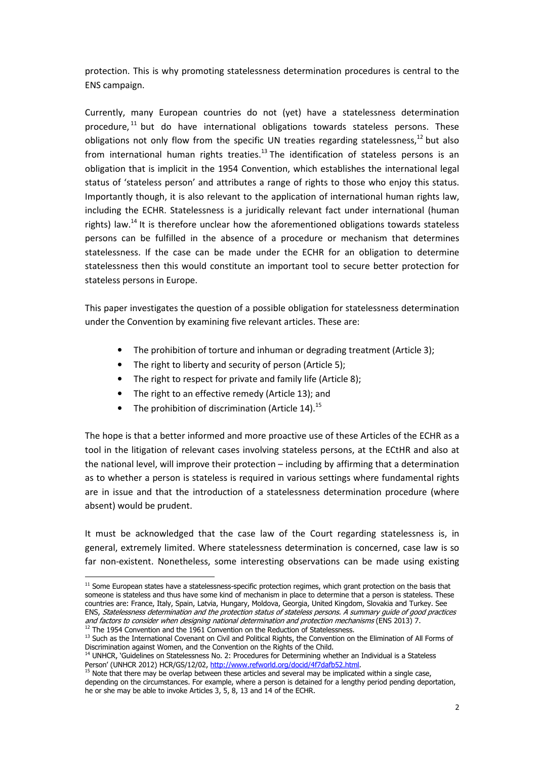protection. This is why promoting statelessness determination procedures is central to the ENS campaign.

Currently, many European countries do not (yet) have a statelessness determination procedure,[11] but do have international obligations towards stateless persons. These obligations not only flow from the specific UN treaties regarding statelessness,[12] but also from international human rights treaties.[13] The identification of stateless persons is an obligation that is implicit in the 1954 Convention, which establishes the international legal status of 'stateless person' and attributes a range of rights to those who enjoy this status. Importantly though, it is also relevant to the application of international human rights law, including the ECHR. Statelessness is a juridically relevant fact under international (human rights) law.[14] It is therefore unclear how the aforementioned obligations towards stateless persons can be fulfilled in the absence of a procedure or mechanism that determines statelessness. If the case can be made under the ECHR for an obligation to determine statelessness then this would constitute an important tool to secure better protection for stateless persons in Europe.

This paper investigates the question of a possible obligation for statelessness determination under the Convention by examining five relevant articles. These are:

- The prohibition of torture and inhuman or degrading treatment (Article 3);
- The right to liberty and security of person (Article 5);
- The right to respect for private and family life (Article 8);
- The right to an effective remedy (Article 13); and
- The prohibition of discrimination (Article 14).[15]

The hope is that a better informed and more proactive use of these Articles of the ECHR as a tool in the litigation of relevant cases involving stateless persons, at the ECtHR and also at the national level, will improve their protection – including by affirming that a determination as to whether a person is stateless is required in various settings where fundamental rights are in issue and that the introduction of a statelessness determination procedure (where absent) would be prudent.

It must be acknowledged that the case law of the Court regarding statelessness is, in general, extremely limited. Where statelessness determination is concerned, case law is so far non-existent. Nonetheless, some interesting observations can be made using existing

---

[11] Some European states have a statelessness-specific protection regimes, which grant protection on the basis that someone is stateless and thus have some kind of mechanism in place to determine that a person is stateless. These countries are: France, Italy, Spain, Latvia, Hungary, Moldova, Georgia, United Kingdom, Slovakia and Turkey. See ENS, *Statelessness determination and the protection status of stateless persons. A summary guide of good practices and factors to consider when designing national determination and protection mechanisms* (ENS 2013) 7.

[12] The 1954 Convention and the 1961 Convention on the Reduction of Statelessness.

[13] Such as the International Covenant on Civil and Political Rights, the Convention on the Elimination of All Forms of Discrimination against Women, and the Convention on the Rights of the Child.

[14] UNHCR, 'Guidelines on Statelessness No. 2: Procedures for Determining whether an Individual is a Stateless Person' (UNHCR 2012) HCR/GS/12/02, http://www.refworld.org/docid/4f7dafb52.html.

[15] Note that there may be overlap between these articles and several may be implicated within a single case, depending on the circumstances. For example, where a person is detained for a lengthy period pending deportation, he or she may be able to invoke Articles 3, 5, 8, 13 and 14 of the ECHR.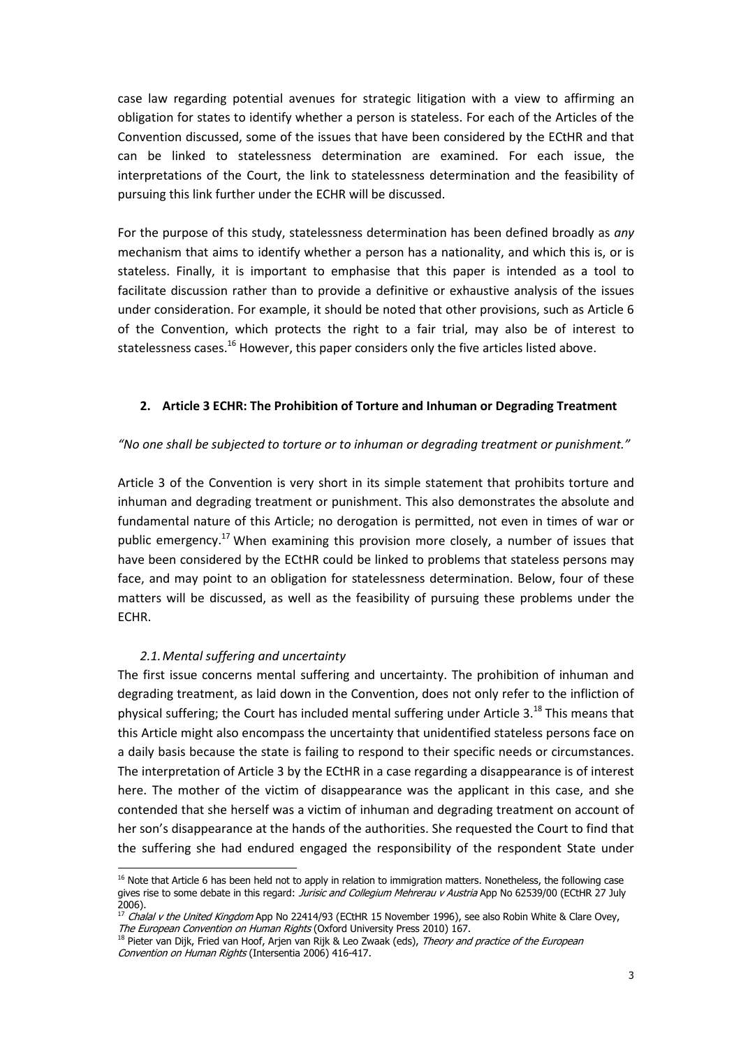case law regarding potential avenues for strategic litigation with a view to affirming an obligation for states to identify whether a person is stateless. For each of the Articles of the Convention discussed, some of the issues that have been considered by the ECtHR and that can be linked to statelessness determination are examined. For each issue, the interpretations of the Court, the link to statelessness determination and the feasibility of pursuing this link further under the ECHR will be discussed.

For the purpose of this study, statelessness determination has been defined broadly as *any* mechanism that aims to identify whether a person has a nationality, and which this is, or is stateless. Finally, it is important to emphasise that this paper is intended as a tool to facilitate discussion rather than to provide a definitive or exhaustive analysis of the issues under consideration. For example, it should be noted that other provisions, such as Article 6 of the Convention, which protects the right to a fair trial, may also be of interest to statelessness cases.[16] However, this paper considers only the five articles listed above.

## 2. Article 3 ECHR: The Prohibition of Torture and Inhuman or Degrading Treatment

*"No one shall be subjected to torture or to inhuman or degrading treatment or punishment."*

Article 3 of the Convention is very short in its simple statement that prohibits torture and inhuman and degrading treatment or punishment. This also demonstrates the absolute and fundamental nature of this Article; no derogation is permitted, not even in times of war or public emergency.[17] When examining this provision more closely, a number of issues that have been considered by the ECtHR could be linked to problems that stateless persons may face, and may point to an obligation for statelessness determination. Below, four of these matters will be discussed, as well as the feasibility of pursuing these problems under the ECHR.

### *2.1. Mental suffering and uncertainty*

The first issue concerns mental suffering and uncertainty. The prohibition of inhuman and degrading treatment, as laid down in the Convention, does not only refer to the infliction of physical suffering; the Court has included mental suffering under Article 3.[18] This means that this Article might also encompass the uncertainty that unidentified stateless persons face on a daily basis because the state is failing to respond to their specific needs or circumstances. The interpretation of Article 3 by the ECtHR in a case regarding a disappearance is of interest here. The mother of the victim of disappearance was the applicant in this case, and she contended that she herself was a victim of inhuman and degrading treatment on account of her son's disappearance at the hands of the authorities. She requested the Court to find that the suffering she had endured engaged the responsibility of the respondent State under

---

[16] Note that Article 6 has been held not to apply in relation to immigration matters. Nonetheless, the following case gives rise to some debate in this regard: *Jurisic and Collegium Mehrerau v Austria* App No 62539/00 (ECtHR 27 July 2006).

[17] *Chalal v the United Kingdom* App No 22414/93 (ECtHR 15 November 1996), see also Robin White & Clare Ovey, *The European Convention on Human Rights* (Oxford University Press 2010) 167.

[18] Pieter van Dijk, Fried van Hoof, Arjen van Rijk & Leo Zwaak (eds), *Theory and practice of the European Convention on Human Rights* (Intersentia 2006) 416-417.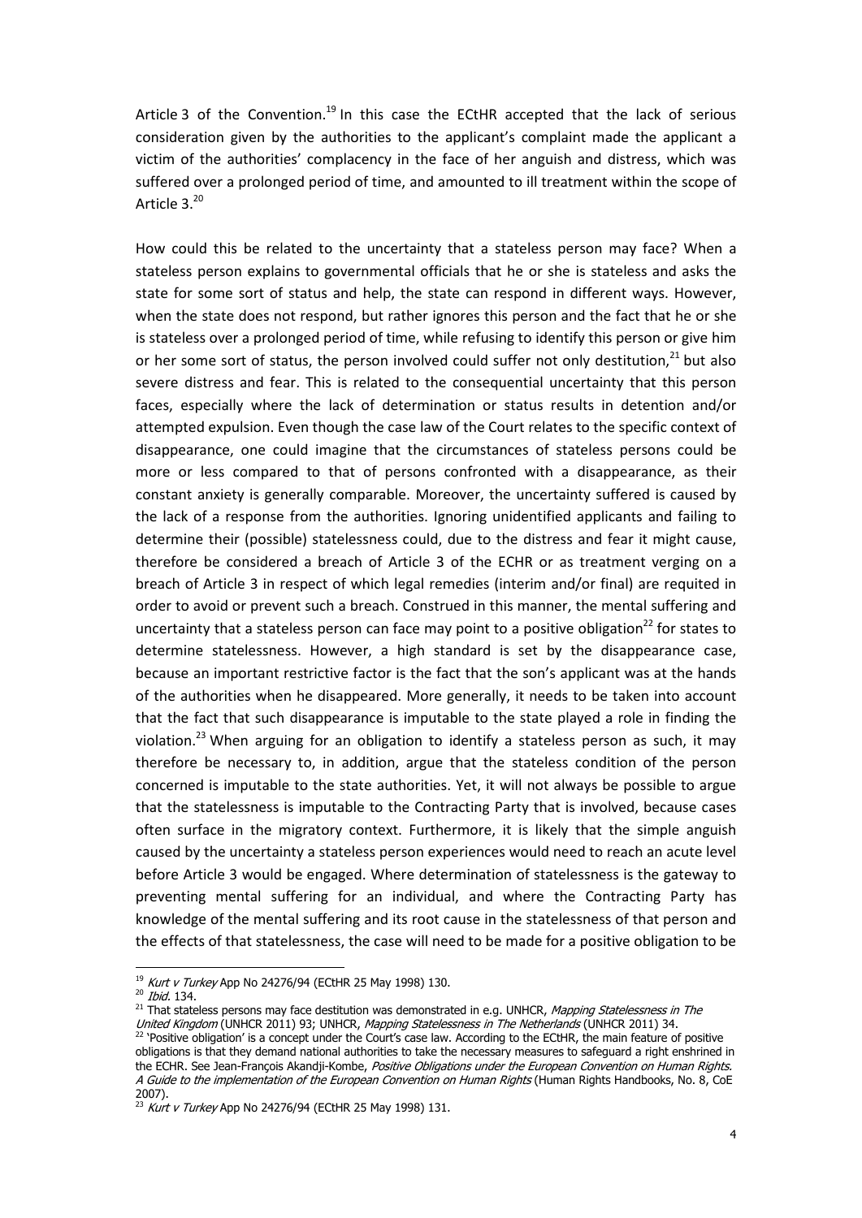Article 3 of the Convention.[19] In this case the ECtHR accepted that the lack of serious consideration given by the authorities to the applicant's complaint made the applicant a victim of the authorities' complacency in the face of her anguish and distress, which was suffered over a prolonged period of time, and amounted to ill treatment within the scope of Article 3.[20]

How could this be related to the uncertainty that a stateless person may face? When a stateless person explains to governmental officials that he or she is stateless and asks the state for some sort of status and help, the state can respond in different ways. However, when the state does not respond, but rather ignores this person and the fact that he or she is stateless over a prolonged period of time, while refusing to identify this person or give him or her some sort of status, the person involved could suffer not only destitution,[21] but also severe distress and fear. This is related to the consequential uncertainty that this person faces, especially where the lack of determination or status results in detention and/or attempted expulsion. Even though the case law of the Court relates to the specific context of disappearance, one could imagine that the circumstances of stateless persons could be more or less compared to that of persons confronted with a disappearance, as their constant anxiety is generally comparable. Moreover, the uncertainty suffered is caused by the lack of a response from the authorities. Ignoring unidentified applicants and failing to determine their (possible) statelessness could, due to the distress and fear it might cause, therefore be considered a breach of Article 3 of the ECHR or as treatment verging on a breach of Article 3 in respect of which legal remedies (interim and/or final) are requited in order to avoid or prevent such a breach. Construed in this manner, the mental suffering and uncertainty that a stateless person can face may point to a positive obligation[22] for states to determine statelessness. However, a high standard is set by the disappearance case, because an important restrictive factor is the fact that the son's applicant was at the hands of the authorities when he disappeared. More generally, it needs to be taken into account that the fact that such disappearance is imputable to the state played a role in finding the violation.[23] When arguing for an obligation to identify a stateless person as such, it may therefore be necessary to, in addition, argue that the stateless condition of the person concerned is imputable to the state authorities. Yet, it will not always be possible to argue that the statelessness is imputable to the Contracting Party that is involved, because cases often surface in the migratory context. Furthermore, it is likely that the simple anguish caused by the uncertainty a stateless person experiences would need to reach an acute level before Article 3 would be engaged. Where determination of statelessness is the gateway to preventing mental suffering for an individual, and where the Contracting Party has knowledge of the mental suffering and its root cause in the statelessness of that person and the effects of that statelessness, the case will need to be made for a positive obligation to be

---

[19] *Kurt v Turkey* App No 24276/94 (ECtHR 25 May 1998) 130.

[20] *Ibid.* 134.

[21] That stateless persons may face destitution was demonstrated in e.g. UNHCR, *Mapping Statelessness in The United Kingdom* (UNHCR 2011) 93; UNHCR, *Mapping Statelessness in The Netherlands* (UNHCR 2011) 34.

[22] 'Positive obligation' is a concept under the Court's case law. According to the ECtHR, the main feature of positive obligations is that they demand national authorities to take the necessary measures to safeguard a right enshrined in the ECHR. See Jean-François Akandji-Kombe, *Positive Obligations under the European Convention on Human Rights. A Guide to the implementation of the European Convention on Human Rights* (Human Rights Handbooks, No. 8, CoE 2007).

[23] *Kurt v Turkey* App No 24276/94 (ECtHR 25 May 1998) 131.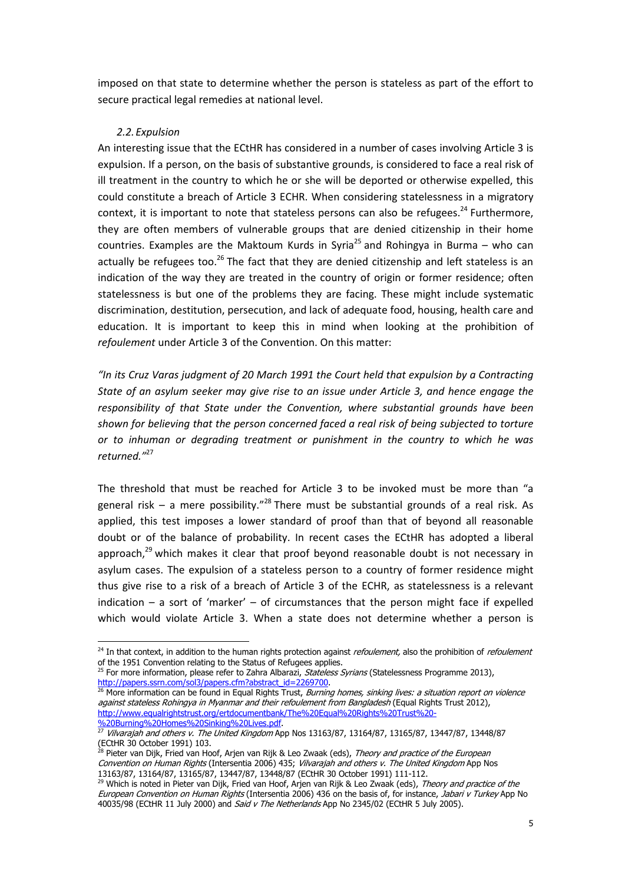imposed on that state to determine whether the person is stateless as part of the effort to secure practical legal remedies at national level.

### *2.2. Expulsion*

An interesting issue that the ECtHR has considered in a number of cases involving Article 3 is expulsion. If a person, on the basis of substantive grounds, is considered to face a real risk of ill treatment in the country to which he or she will be deported or otherwise expelled, this could constitute a breach of Article 3 ECHR. When considering statelessness in a migratory context, it is important to note that stateless persons can also be refugees.[24] Furthermore, they are often members of vulnerable groups that are denied citizenship in their home countries. Examples are the Maktoum Kurds in Syria[25] and Rohingya in Burma – who can actually be refugees too.[26] The fact that they are denied citizenship and left stateless is an indication of the way they are treated in the country of origin or former residence; often statelessness is but one of the problems they are facing. These might include systematic discrimination, destitution, persecution, and lack of adequate food, housing, health care and education. It is important to keep this in mind when looking at the prohibition of *refoulement* under Article 3 of the Convention. On this matter:

*"In its Cruz Varas judgment of 20 March 1991 the Court held that expulsion by a Contracting State of an asylum seeker may give rise to an issue under Article 3, and hence engage the responsibility of that State under the Convention, where substantial grounds have been shown for believing that the person concerned faced a real risk of being subjected to torture or to inhuman or degrading treatment or punishment in the country to which he was returned."*[27]

The threshold that must be reached for Article 3 to be invoked must be more than "a general risk – a mere possibility."[28] There must be substantial grounds of a real risk. As applied, this test imposes a lower standard of proof than that of beyond all reasonable doubt or of the balance of probability. In recent cases the ECtHR has adopted a liberal approach,[29] which makes it clear that proof beyond reasonable doubt is not necessary in asylum cases. The expulsion of a stateless person to a country of former residence might thus give rise to a risk of a breach of Article 3 of the ECHR, as statelessness is a relevant indication – a sort of 'marker' – of circumstances that the person might face if expelled which would violate Article 3. When a state does not determine whether a person is

---

[24] In that context, in addition to the human rights protection against *refoulement,* also the prohibition of *refoulement* of the 1951 Convention relating to the Status of Refugees applies.

[25] For more information, please refer to Zahra Albarazi, *Stateless Syrians* (Statelessness Programme 2013), http://papers.ssrn.com/sol3/papers.cfm?abstract_id=2269700.

[26] More information can be found in Equal Rights Trust, *Burning homes, sinking lives: a situation report on violence against stateless Rohingya in Myanmar and their refoulement from Bangladesh* (Equal Rights Trust 2012), http://www.equalrightstrust.org/ertdocumentbank/The%20Equal%20Rights%20Trust%20-%20Burning%20Homes%20Sinking%20Lives.pdf.

[27] *Vilvarajah and others v. The United Kingdom* App Nos 13163/87, 13164/87, 13165/87, 13447/87, 13448/87 (ECtHR 30 October 1991) 103.

[28] Pieter van Dijk, Fried van Hoof, Arjen van Rijk & Leo Zwaak (eds), *Theory and practice of the European Convention on Human Rights* (Intersentia 2006) 435; *Vilvarajah and others v. The United Kingdom* App Nos 13163/87, 13164/87, 13165/87, 13447/87, 13448/87 (ECtHR 30 October 1991) 111-112.

[29] Which is noted in Pieter van Dijk, Fried van Hoof, Arjen van Rijk & Leo Zwaak (eds), *Theory and practice of the European Convention on Human Rights* (Intersentia 2006) 436 on the basis of, for instance, *Jabari v Turkey* App No 40035/98 (ECtHR 11 July 2000) and *Said v The Netherlands* App No 2345/02 (ECtHR 5 July 2005).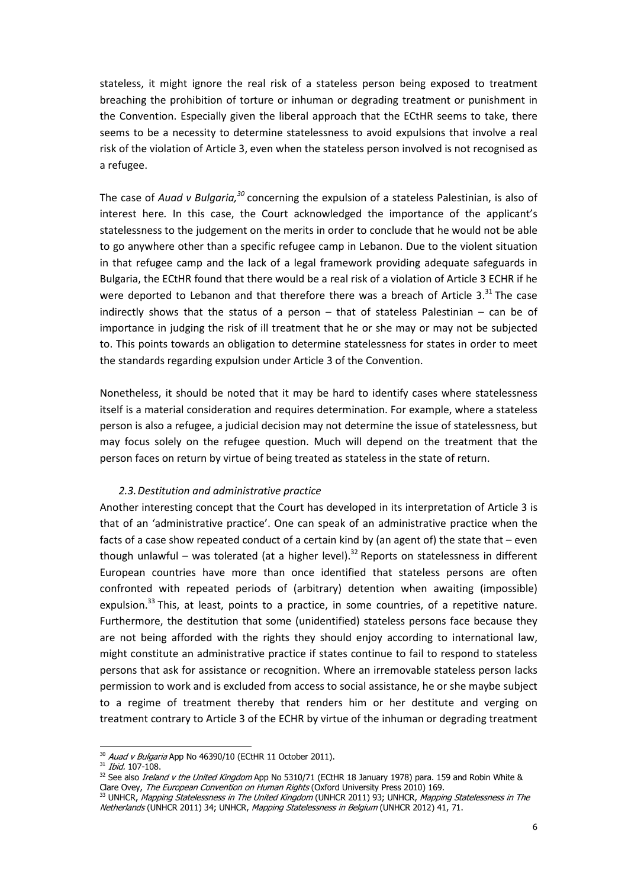stateless, it might ignore the real risk of a stateless person being exposed to treatment breaching the prohibition of torture or inhuman or degrading treatment or punishment in the Convention. Especially given the liberal approach that the ECtHR seems to take, there seems to be a necessity to determine statelessness to avoid expulsions that involve a real risk of the violation of Article 3, even when the stateless person involved is not recognised as a refugee.

The case of *Auad v Bulgaria,*[30] concerning the expulsion of a stateless Palestinian, is also of interest here. In this case, the Court acknowledged the importance of the applicant's statelessness to the judgement on the merits in order to conclude that he would not be able to go anywhere other than a specific refugee camp in Lebanon. Due to the violent situation in that refugee camp and the lack of a legal framework providing adequate safeguards in Bulgaria, the ECtHR found that there would be a real risk of a violation of Article 3 ECHR if he were deported to Lebanon and that therefore there was a breach of Article 3.[31] The case indirectly shows that the status of a person – that of stateless Palestinian – can be of importance in judging the risk of ill treatment that he or she may or may not be subjected to. This points towards an obligation to determine statelessness for states in order to meet the standards regarding expulsion under Article 3 of the Convention.

Nonetheless, it should be noted that it may be hard to identify cases where statelessness itself is a material consideration and requires determination. For example, where a stateless person is also a refugee, a judicial decision may not determine the issue of statelessness, but may focus solely on the refugee question. Much will depend on the treatment that the person faces on return by virtue of being treated as stateless in the state of return.

### *2.3. Destitution and administrative practice*

Another interesting concept that the Court has developed in its interpretation of Article 3 is that of an 'administrative practice'. One can speak of an administrative practice when the facts of a case show repeated conduct of a certain kind by (an agent of) the state that – even though unlawful – was tolerated (at a higher level).[32] Reports on statelessness in different European countries have more than once identified that stateless persons are often confronted with repeated periods of (arbitrary) detention when awaiting (impossible) expulsion.[33] This, at least, points to a practice, in some countries, of a repetitive nature. Furthermore, the destitution that some (unidentified) stateless persons face because they are not being afforded with the rights they should enjoy according to international law, might constitute an administrative practice if states continue to fail to respond to stateless persons that ask for assistance or recognition. Where an irremovable stateless person lacks permission to work and is excluded from access to social assistance, he or she maybe subject to a regime of treatment thereby that renders him or her destitute and verging on treatment contrary to Article 3 of the ECHR by virtue of the inhuman or degrading treatment

---

[30] *Auad v Bulgaria* App No 46390/10 (ECtHR 11 October 2011).

[31] *Ibid.* 107-108.

[32] See also *Ireland v the United Kingdom* App No 5310/71 (ECtHR 18 January 1978) para. 159 and Robin White & Clare Ovey, *The European Convention on Human Rights* (Oxford University Press 2010) 169.

[33] UNHCR, *Mapping Statelessness in The United Kingdom* (UNHCR 2011) 93; UNHCR, *Mapping Statelessness in The Netherlands* (UNHCR 2011) 34; UNHCR, *Mapping Statelessness in Belgium* (UNHCR 2012) 41, 71.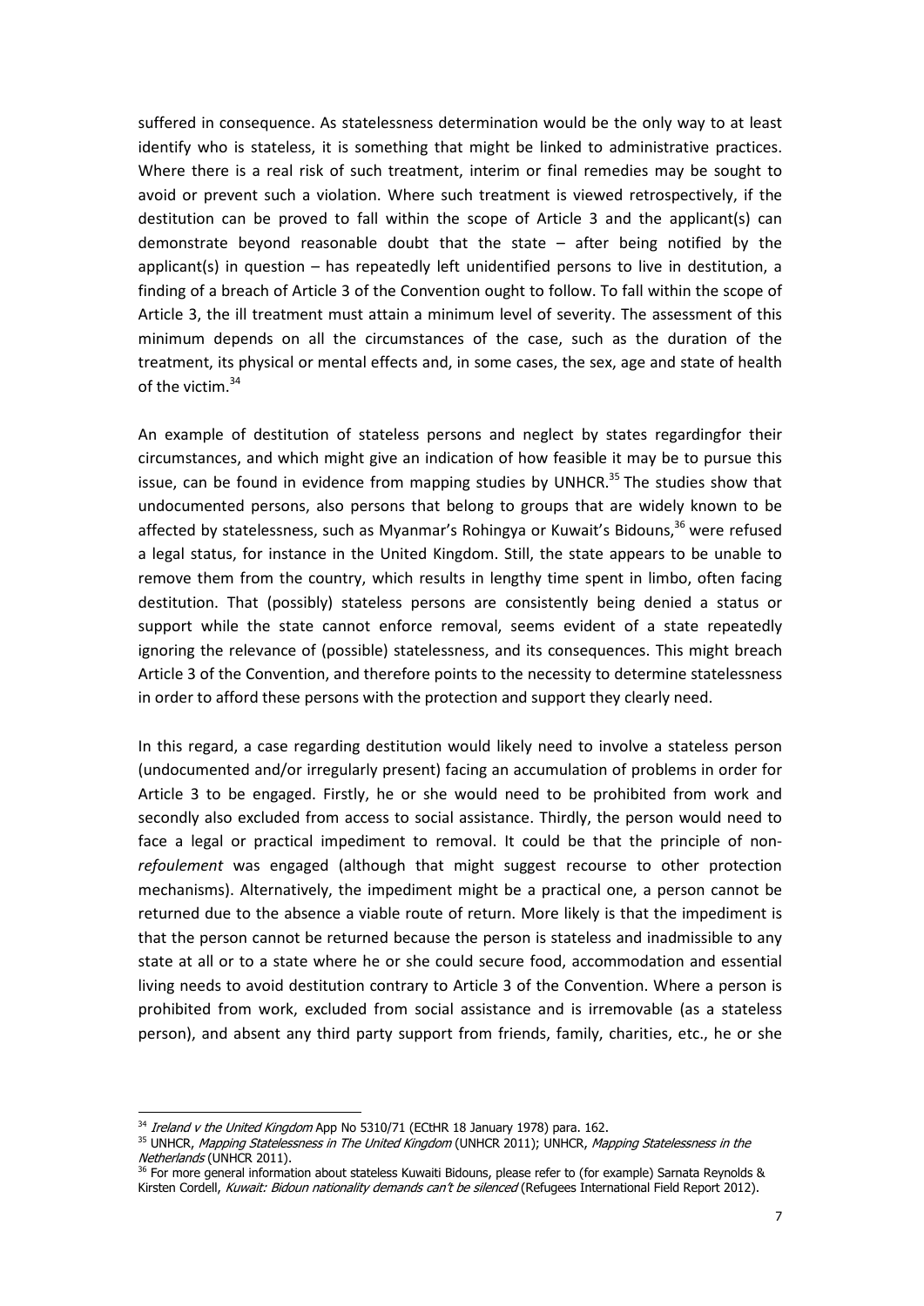suffered in consequence. As statelessness determination would be the only way to at least identify who is stateless, it is something that might be linked to administrative practices. Where there is a real risk of such treatment, interim or final remedies may be sought to avoid or prevent such a violation. Where such treatment is viewed retrospectively, if the destitution can be proved to fall within the scope of Article 3 and the applicant(s) can demonstrate beyond reasonable doubt that the state – after being notified by the applicant(s) in question – has repeatedly left unidentified persons to live in destitution, a finding of a breach of Article 3 of the Convention ought to follow. To fall within the scope of Article 3, the ill treatment must attain a minimum level of severity. The assessment of this minimum depends on all the circumstances of the case, such as the duration of the treatment, its physical or mental effects and, in some cases, the sex, age and state of health of the victim.[34]

An example of destitution of stateless persons and neglect by states regardingfor their circumstances, and which might give an indication of how feasible it may be to pursue this issue, can be found in evidence from mapping studies by UNHCR.[35] The studies show that undocumented persons, also persons that belong to groups that are widely known to be affected by statelessness, such as Myanmar's Rohingya or Kuwait's Bidouns,[36] were refused a legal status, for instance in the United Kingdom. Still, the state appears to be unable to remove them from the country, which results in lengthy time spent in limbo, often facing destitution. That (possibly) stateless persons are consistently being denied a status or support while the state cannot enforce removal, seems evident of a state repeatedly ignoring the relevance of (possible) statelessness, and its consequences. This might breach Article 3 of the Convention, and therefore points to the necessity to determine statelessness in order to afford these persons with the protection and support they clearly need.

In this regard, a case regarding destitution would likely need to involve a stateless person (undocumented and/or irregularly present) facing an accumulation of problems in order for Article 3 to be engaged. Firstly, he or she would need to be prohibited from work and secondly also excluded from access to social assistance. Thirdly, the person would need to face a legal or practical impediment to removal. It could be that the principle of non-*refoulement* was engaged (although that might suggest recourse to other protection mechanisms). Alternatively, the impediment might be a practical one, a person cannot be returned due to the absence a viable route of return. More likely is that the impediment is that the person cannot be returned because the person is stateless and inadmissible to any state at all or to a state where he or she could secure food, accommodation and essential living needs to avoid destitution contrary to Article 3 of the Convention. Where a person is prohibited from work, excluded from social assistance and is irremovable (as a stateless person), and absent any third party support from friends, family, charities, etc., he or she

---

[34] *Ireland v the United Kingdom* App No 5310/71 (ECtHR 18 January 1978) para. 162.

[35] UNHCR, *Mapping Statelessness in The United Kingdom* (UNHCR 2011); UNHCR, *Mapping Statelessness in the Netherlands* (UNHCR 2011).

[36] For more general information about stateless Kuwaiti Bidouns, please refer to (for example) Sarnata Reynolds & Kirsten Cordell, *Kuwait: Bidoun nationality demands can't be silenced* (Refugees International Field Report 2012).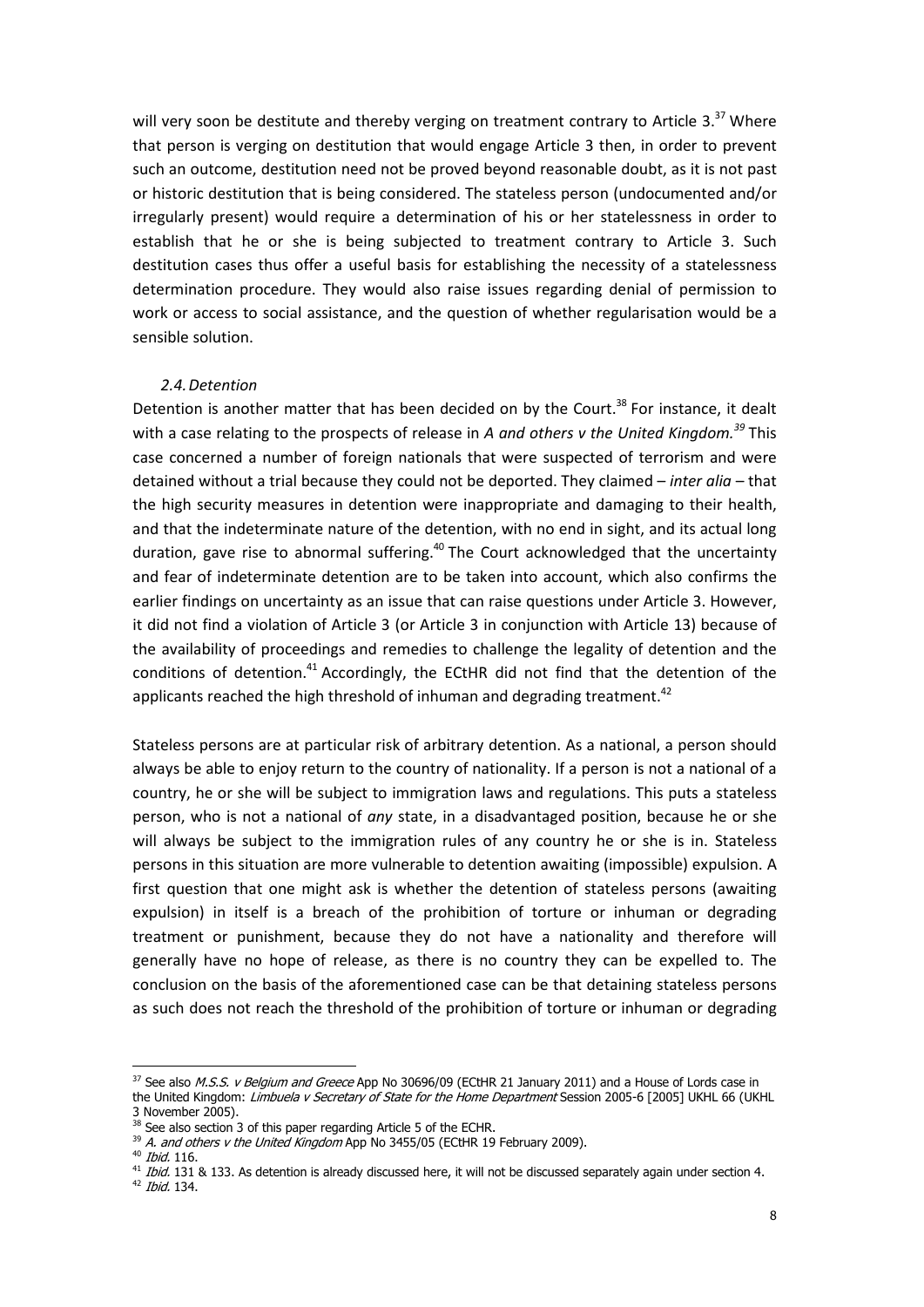will very soon be destitute and thereby verging on treatment contrary to Article 3.[37] Where that person is verging on destitution that would engage Article 3 then, in order to prevent such an outcome, destitution need not be proved beyond reasonable doubt, as it is not past or historic destitution that is being considered. The stateless person (undocumented and/or irregularly present) would require a determination of his or her statelessness in order to establish that he or she is being subjected to treatment contrary to Article 3. Such destitution cases thus offer a useful basis for establishing the necessity of a statelessness determination procedure. They would also raise issues regarding denial of permission to work or access to social assistance, and the question of whether regularisation would be a sensible solution.

### *2.4. Detention*

Detention is another matter that has been decided on by the Court.[38] For instance, it dealt with a case relating to the prospects of release in *A and others v the United Kingdom.*[39] This case concerned a number of foreign nationals that were suspected of terrorism and were detained without a trial because they could not be deported. They claimed – *inter alia* – that the high security measures in detention were inappropriate and damaging to their health, and that the indeterminate nature of the detention, with no end in sight, and its actual long duration, gave rise to abnormal suffering.[40] The Court acknowledged that the uncertainty and fear of indeterminate detention are to be taken into account, which also confirms the earlier findings on uncertainty as an issue that can raise questions under Article 3. However, it did not find a violation of Article 3 (or Article 3 in conjunction with Article 13) because of the availability of proceedings and remedies to challenge the legality of detention and the conditions of detention.[41] Accordingly, the ECtHR did not find that the detention of the applicants reached the high threshold of inhuman and degrading treatment.[42]

Stateless persons are at particular risk of arbitrary detention. As a national, a person should always be able to enjoy return to the country of nationality. If a person is not a national of a country, he or she will be subject to immigration laws and regulations. This puts a stateless person, who is not a national of *any* state, in a disadvantaged position, because he or she will always be subject to the immigration rules of any country he or she is in. Stateless persons in this situation are more vulnerable to detention awaiting (impossible) expulsion. A first question that one might ask is whether the detention of stateless persons (awaiting expulsion) in itself is a breach of the prohibition of torture or inhuman or degrading treatment or punishment, because they do not have a nationality and therefore will generally have no hope of release, as there is no country they can be expelled to. The conclusion on the basis of the aforementioned case can be that detaining stateless persons as such does not reach the threshold of the prohibition of torture or inhuman or degrading

---

[37] See also *M.S.S. v Belgium and Greece* App No 30696/09 (ECtHR 21 January 2011) and a House of Lords case in the United Kingdom: *Limbuela v Secretary of State for the Home Department* Session 2005-6 [2005] UKHL 66 (UKHL 3 November 2005).

[38] See also section 3 of this paper regarding Article 5 of the ECHR.

[39] *A. and others v the United Kingdom* App No 3455/05 (ECtHR 19 February 2009).

[40] *Ibid.* 116.

[41] *Ibid.* 131 & 133. As detention is already discussed here, it will not be discussed separately again under section 4.

[42] *Ibid.* 134.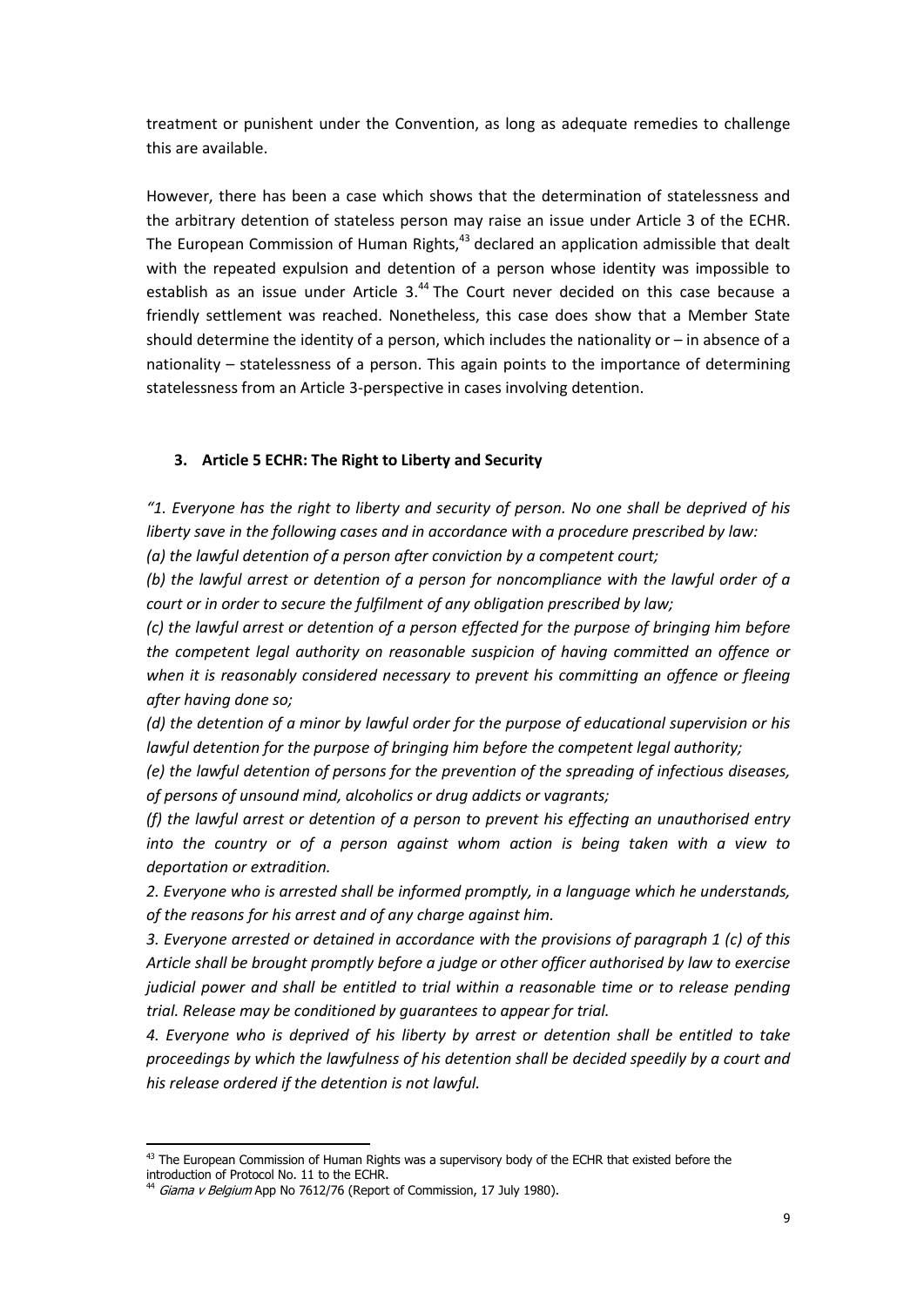treatment or punishent under the Convention, as long as adequate remedies to challenge this are available.

However, there has been a case which shows that the determination of statelessness and the arbitrary detention of stateless person may raise an issue under Article 3 of the ECHR. The European Commission of Human Rights,[43] declared an application admissible that dealt with the repeated expulsion and detention of a person whose identity was impossible to establish as an issue under Article 3.[44] The Court never decided on this case because a friendly settlement was reached. Nonetheless, this case does show that a Member State should determine the identity of a person, which includes the nationality or – in absence of a nationality – statelessness of a person. This again points to the importance of determining statelessness from an Article 3-perspective in cases involving detention.

### 3. Article 5 ECHR: The Right to Liberty and Security

*"1. Everyone has the right to liberty and security of person. No one shall be deprived of his liberty save in the following cases and in accordance with a procedure prescribed by law:*
*(a) the lawful detention of a person after conviction by a competent court;*
*(b) the lawful arrest or detention of a person for noncompliance with the lawful order of a court or in order to secure the fulfilment of any obligation prescribed by law;*
*(c) the lawful arrest or detention of a person effected for the purpose of bringing him before the competent legal authority on reasonable suspicion of having committed an offence or when it is reasonably considered necessary to prevent his committing an offence or fleeing after having done so;*
*(d) the detention of a minor by lawful order for the purpose of educational supervision or his lawful detention for the purpose of bringing him before the competent legal authority;*
*(e) the lawful detention of persons for the prevention of the spreading of infectious diseases, of persons of unsound mind, alcoholics or drug addicts or vagrants;*
*(f) the lawful arrest or detention of a person to prevent his effecting an unauthorised entry into the country or of a person against whom action is being taken with a view to deportation or extradition.*
*2. Everyone who is arrested shall be informed promptly, in a language which he understands, of the reasons for his arrest and of any charge against him.*
*3. Everyone arrested or detained in accordance with the provisions of paragraph 1 (c) of this Article shall be brought promptly before a judge or other officer authorised by law to exercise judicial power and shall be entitled to trial within a reasonable time or to release pending trial. Release may be conditioned by guarantees to appear for trial.*
*4. Everyone who is deprived of his liberty by arrest or detention shall be entitled to take proceedings by which the lawfulness of his detention shall be decided speedily by a court and his release ordered if the detention is not lawful.*

---

[43] The European Commission of Human Rights was a supervisory body of the ECHR that existed before the introduction of Protocol No. 11 to the ECHR.
[44] *Giama v Belgium* App No 7612/76 (Report of Commission, 17 July 1980).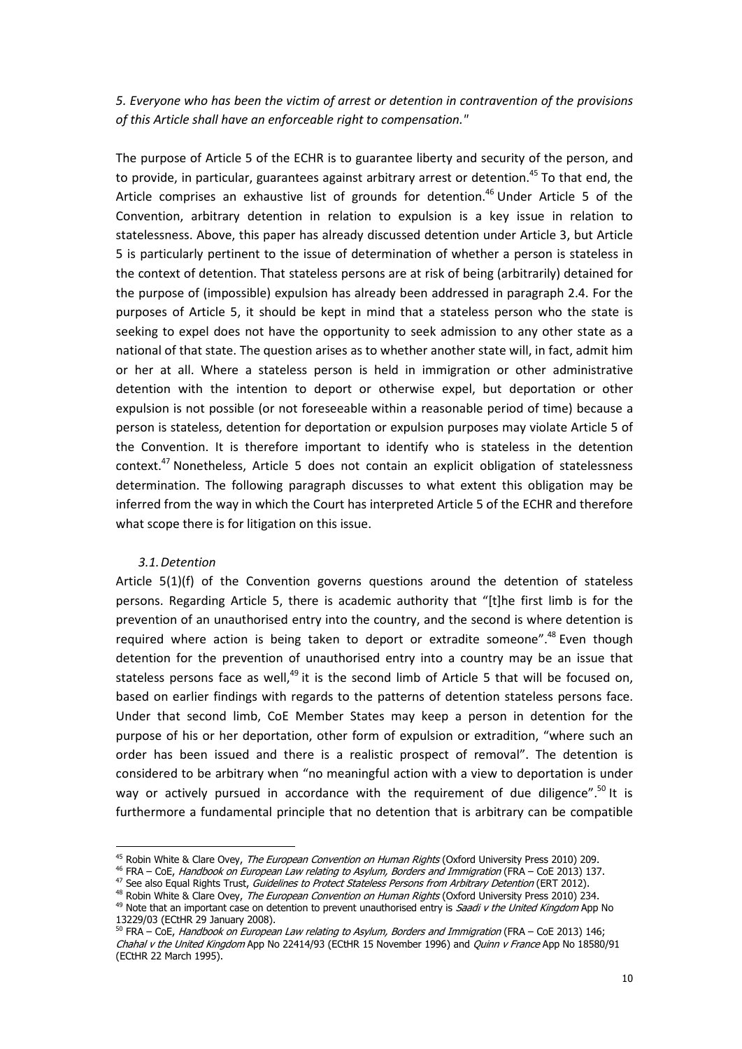*5. Everyone who has been the victim of arrest or detention in contravention of the provisions of this Article shall have an enforceable right to compensation."*

The purpose of Article 5 of the ECHR is to guarantee liberty and security of the person, and to provide, in particular, guarantees against arbitrary arrest or detention.[45] To that end, the Article comprises an exhaustive list of grounds for detention.[46] Under Article 5 of the Convention, arbitrary detention in relation to expulsion is a key issue in relation to statelessness. Above, this paper has already discussed detention under Article 3, but Article 5 is particularly pertinent to the issue of determination of whether a person is stateless in the context of detention. That stateless persons are at risk of being (arbitrarily) detained for the purpose of (impossible) expulsion has already been addressed in paragraph 2.4. For the purposes of Article 5, it should be kept in mind that a stateless person who the state is seeking to expel does not have the opportunity to seek admission to any other state as a national of that state. The question arises as to whether another state will, in fact, admit him or her at all. Where a stateless person is held in immigration or other administrative detention with the intention to deport or otherwise expel, but deportation or other expulsion is not possible (or not foreseeable within a reasonable period of time) because a person is stateless, detention for deportation or expulsion purposes may violate Article 5 of the Convention. It is therefore important to identify who is stateless in the detention context.[47] Nonetheless, Article 5 does not contain an explicit obligation of statelessness determination. The following paragraph discusses to what extent this obligation may be inferred from the way in which the Court has interpreted Article 5 of the ECHR and therefore what scope there is for litigation on this issue.

### *3.1. Detention*

Article 5(1)(f) of the Convention governs questions around the detention of stateless persons. Regarding Article 5, there is academic authority that "[t]he first limb is for the prevention of an unauthorised entry into the country, and the second is where detention is required where action is being taken to deport or extradite someone".[48] Even though detention for the prevention of unauthorised entry into a country may be an issue that stateless persons face as well,[49] it is the second limb of Article 5 that will be focused on, based on earlier findings with regards to the patterns of detention stateless persons face. Under that second limb, CoE Member States may keep a person in detention for the purpose of his or her deportation, other form of expulsion or extradition, "where such an order has been issued and there is a realistic prospect of removal". The detention is considered to be arbitrary when "no meaningful action with a view to deportation is under way or actively pursued in accordance with the requirement of due diligence".[50] It is furthermore a fundamental principle that no detention that is arbitrary can be compatible

---

[45] Robin White & Clare Ovey, *The European Convention on Human Rights* (Oxford University Press 2010) 209.

[46] FRA – CoE, *Handbook on European Law relating to Asylum, Borders and Immigration* (FRA – CoE 2013) 137.

[47] See also Equal Rights Trust, *Guidelines to Protect Stateless Persons from Arbitrary Detention* (ERT 2012).

[48] Robin White & Clare Ovey, *The European Convention on Human Rights* (Oxford University Press 2010) 234.

[49] Note that an important case on detention to prevent unauthorised entry is *Saadi v the United Kingdom* App No 13229/03 (ECtHR 29 January 2008).

[50] FRA – CoE, *Handbook on European Law relating to Asylum, Borders and Immigration* (FRA – CoE 2013) 146; *Chahal v the United Kingdom* App No 22414/93 (ECtHR 15 November 1996) and *Quinn v France* App No 18580/91 (ECtHR 22 March 1995).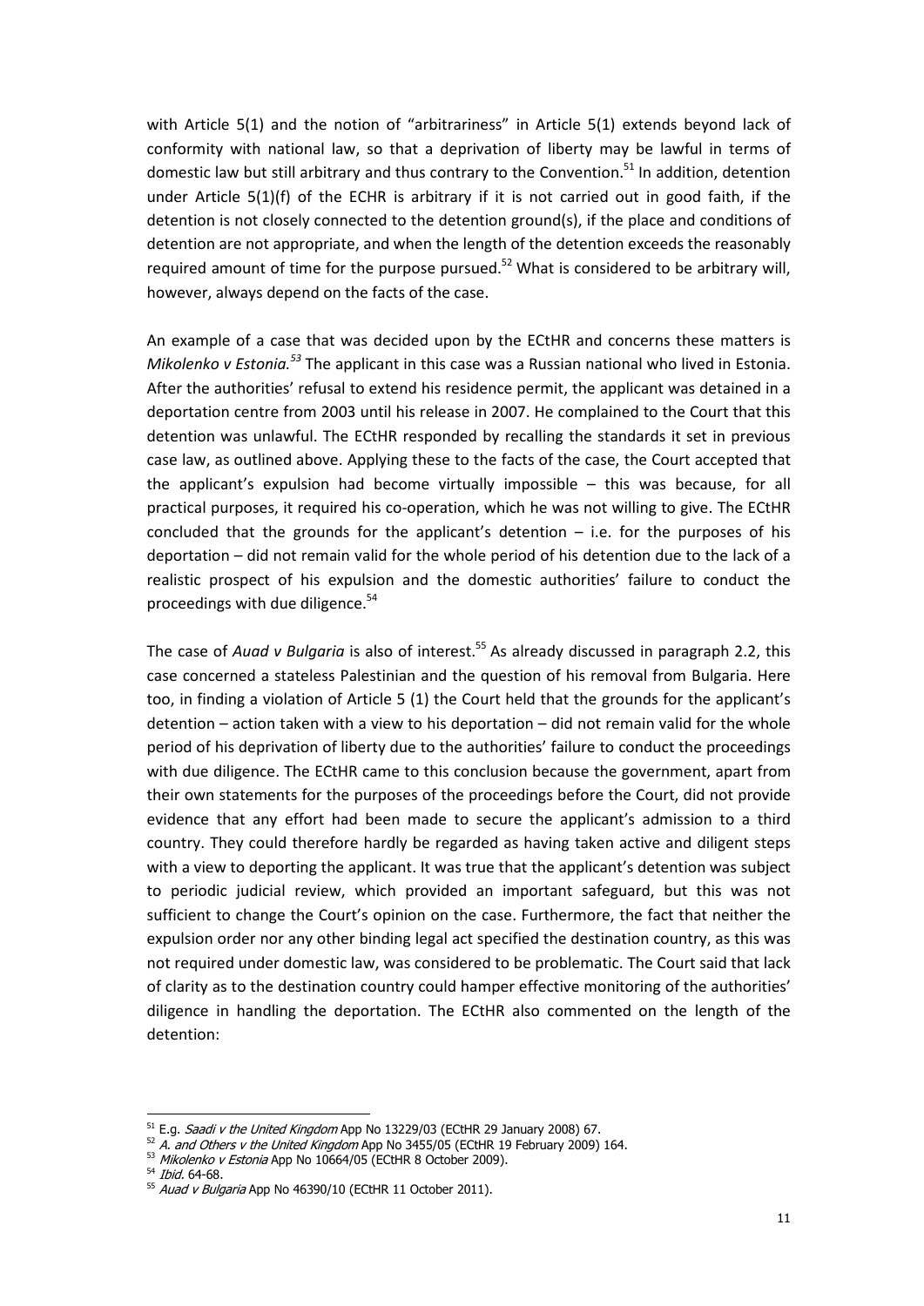with Article 5(1) and the notion of "arbitrariness" in Article 5(1) extends beyond lack of conformity with national law, so that a deprivation of liberty may be lawful in terms of domestic law but still arbitrary and thus contrary to the Convention.[51] In addition, detention under Article 5(1)(f) of the ECHR is arbitrary if it is not carried out in good faith, if the detention is not closely connected to the detention ground(s), if the place and conditions of detention are not appropriate, and when the length of the detention exceeds the reasonably required amount of time for the purpose pursued.[52] What is considered to be arbitrary will, however, always depend on the facts of the case.

An example of a case that was decided upon by the ECtHR and concerns these matters is *Mikolenko v Estonia.*[53] The applicant in this case was a Russian national who lived in Estonia. After the authorities' refusal to extend his residence permit, the applicant was detained in a deportation centre from 2003 until his release in 2007. He complained to the Court that this detention was unlawful. The ECtHR responded by recalling the standards it set in previous case law, as outlined above. Applying these to the facts of the case, the Court accepted that the applicant's expulsion had become virtually impossible – this was because, for all practical purposes, it required his co-operation, which he was not willing to give. The ECtHR concluded that the grounds for the applicant's detention – i.e. for the purposes of his deportation – did not remain valid for the whole period of his detention due to the lack of a realistic prospect of his expulsion and the domestic authorities' failure to conduct the proceedings with due diligence.[54]

The case of *Auad v Bulgaria* is also of interest.[55] As already discussed in paragraph 2.2, this case concerned a stateless Palestinian and the question of his removal from Bulgaria. Here too, in finding a violation of Article 5 (1) the Court held that the grounds for the applicant's detention – action taken with a view to his deportation – did not remain valid for the whole period of his deprivation of liberty due to the authorities' failure to conduct the proceedings with due diligence. The ECtHR came to this conclusion because the government, apart from their own statements for the purposes of the proceedings before the Court, did not provide evidence that any effort had been made to secure the applicant's admission to a third country. They could therefore hardly be regarded as having taken active and diligent steps with a view to deporting the applicant. It was true that the applicant's detention was subject to periodic judicial review, which provided an important safeguard, but this was not sufficient to change the Court's opinion on the case. Furthermore, the fact that neither the expulsion order nor any other binding legal act specified the destination country, as this was not required under domestic law, was considered to be problematic. The Court said that lack of clarity as to the destination country could hamper effective monitoring of the authorities' diligence in handling the deportation. The ECtHR also commented on the length of the detention:

---

[51] E.g. *Saadi v the United Kingdom* App No 13229/03 (ECtHR 29 January 2008) 67.

[52] *A. and Others v the United Kingdom* App No 3455/05 (ECtHR 19 February 2009) 164.

[53] *Mikolenko v Estonia* App No 10664/05 (ECtHR 8 October 2009).

[54] *Ibid.* 64-68.

[55] *Auad v Bulgaria* App No 46390/10 (ECtHR 11 October 2011).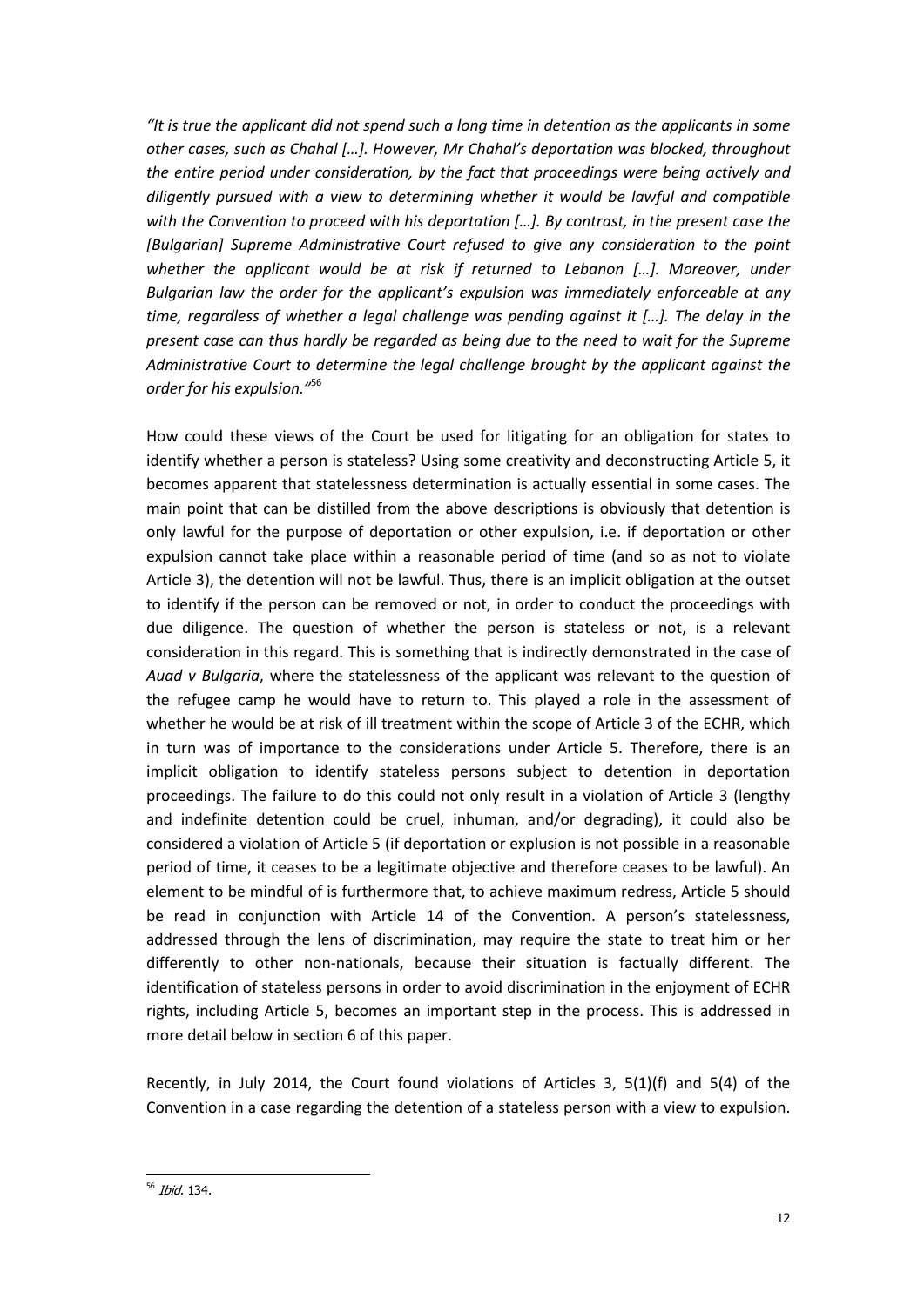*"It is true the applicant did not spend such a long time in detention as the applicants in some other cases, such as Chahal […]. However, Mr Chahal's deportation was blocked, throughout the entire period under consideration, by the fact that proceedings were being actively and diligently pursued with a view to determining whether it would be lawful and compatible with the Convention to proceed with his deportation […]. By contrast, in the present case the [Bulgarian] Supreme Administrative Court refused to give any consideration to the point whether the applicant would be at risk if returned to Lebanon […]. Moreover, under Bulgarian law the order for the applicant's expulsion was immediately enforceable at any time, regardless of whether a legal challenge was pending against it […]. The delay in the present case can thus hardly be regarded as being due to the need to wait for the Supreme Administrative Court to determine the legal challenge brought by the applicant against the order for his expulsion."*[56]

How could these views of the Court be used for litigating for an obligation for states to identify whether a person is stateless? Using some creativity and deconstructing Article 5, it becomes apparent that statelessness determination is actually essential in some cases. The main point that can be distilled from the above descriptions is obviously that detention is only lawful for the purpose of deportation or other expulsion, i.e. if deportation or other expulsion cannot take place within a reasonable period of time (and so as not to violate Article 3), the detention will not be lawful. Thus, there is an implicit obligation at the outset to identify if the person can be removed or not, in order to conduct the proceedings with due diligence. The question of whether the person is stateless or not, is a relevant consideration in this regard. This is something that is indirectly demonstrated in the case of *Auad v Bulgaria*, where the statelessness of the applicant was relevant to the question of the refugee camp he would have to return to. This played a role in the assessment of whether he would be at risk of ill treatment within the scope of Article 3 of the ECHR, which in turn was of importance to the considerations under Article 5. Therefore, there is an implicit obligation to identify stateless persons subject to detention in deportation proceedings. The failure to do this could not only result in a violation of Article 3 (lengthy and indefinite detention could be cruel, inhuman, and/or degrading), it could also be considered a violation of Article 5 (if deportation or explusion is not possible in a reasonable period of time, it ceases to be a legitimate objective and therefore ceases to be lawful). An element to be mindful of is furthermore that, to achieve maximum redress, Article 5 should be read in conjunction with Article 14 of the Convention. A person's statelessness, addressed through the lens of discrimination, may require the state to treat him or her differently to other non-nationals, because their situation is factually different. The identification of stateless persons in order to avoid discrimination in the enjoyment of ECHR rights, including Article 5, becomes an important step in the process. This is addressed in more detail below in section 6 of this paper.

Recently, in July 2014, the Court found violations of Articles 3, 5(1)(f) and 5(4) of the Convention in a case regarding the detention of a stateless person with a view to expulsion.

[56] *Ibid.* 134.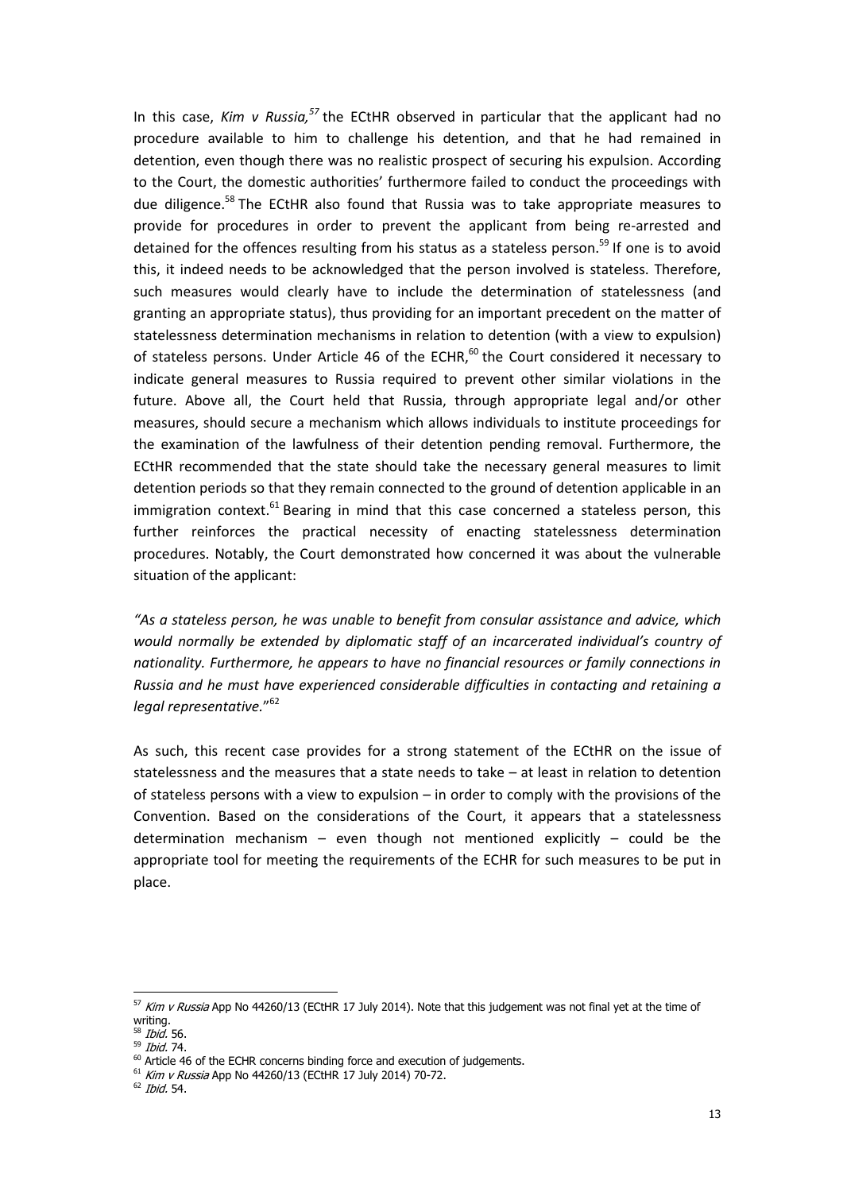In this case, *Kim v Russia,*[57] the ECtHR observed in particular that the applicant had no procedure available to him to challenge his detention, and that he had remained in detention, even though there was no realistic prospect of securing his expulsion. According to the Court, the domestic authorities' furthermore failed to conduct the proceedings with due diligence.[58] The ECtHR also found that Russia was to take appropriate measures to provide for procedures in order to prevent the applicant from being re-arrested and detained for the offences resulting from his status as a stateless person.[59] If one is to avoid this, it indeed needs to be acknowledged that the person involved is stateless. Therefore, such measures would clearly have to include the determination of statelessness (and granting an appropriate status), thus providing for an important precedent on the matter of statelessness determination mechanisms in relation to detention (with a view to expulsion) of stateless persons. Under Article 46 of the ECHR,[60] the Court considered it necessary to indicate general measures to Russia required to prevent other similar violations in the future. Above all, the Court held that Russia, through appropriate legal and/or other measures, should secure a mechanism which allows individuals to institute proceedings for the examination of the lawfulness of their detention pending removal. Furthermore, the ECtHR recommended that the state should take the necessary general measures to limit detention periods so that they remain connected to the ground of detention applicable in an immigration context.[61] Bearing in mind that this case concerned a stateless person, this further reinforces the practical necessity of enacting statelessness determination procedures. Notably, the Court demonstrated how concerned it was about the vulnerable situation of the applicant:

*"As a stateless person, he was unable to benefit from consular assistance and advice, which would normally be extended by diplomatic staff of an incarcerated individual's country of nationality. Furthermore, he appears to have no financial resources or family connections in Russia and he must have experienced considerable difficulties in contacting and retaining a legal representative."*[62]

As such, this recent case provides for a strong statement of the ECtHR on the issue of statelessness and the measures that a state needs to take – at least in relation to detention of stateless persons with a view to expulsion – in order to comply with the provisions of the Convention. Based on the considerations of the Court, it appears that a statelessness determination mechanism – even though not mentioned explicitly – could be the appropriate tool for meeting the requirements of the ECHR for such measures to be put in place.

---

[57] *Kim v Russia* App No 44260/13 (ECtHR 17 July 2014). Note that this judgement was not final yet at the time of writing.

[58] *Ibid.* 56.

[59] *Ibid.* 74.

[60] Article 46 of the ECHR concerns binding force and execution of judgements.

[61] *Kim v Russia* App No 44260/13 (ECtHR 17 July 2014) 70-72.

[62] *Ibid.* 54.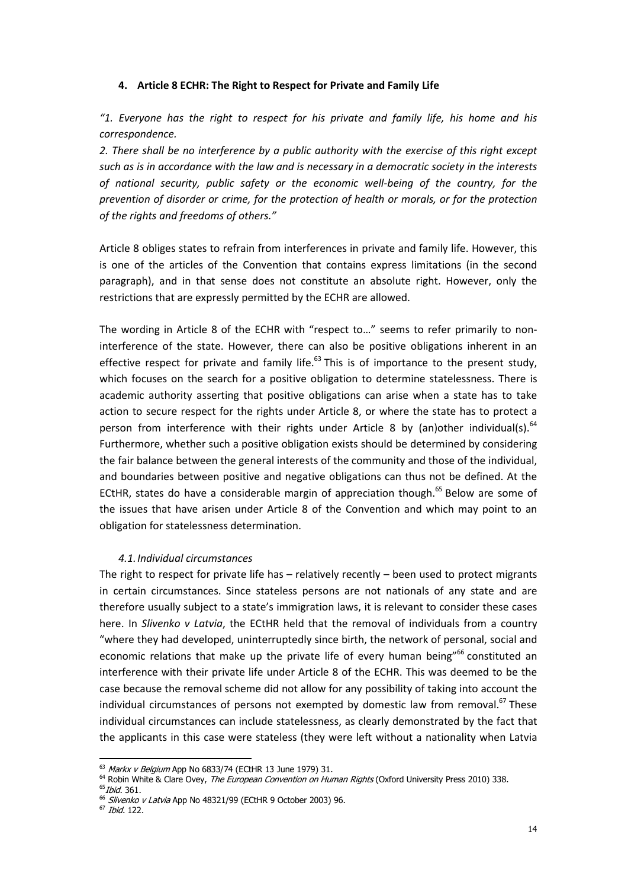## 4. Article 8 ECHR: The Right to Respect for Private and Family Life

*"1. Everyone has the right to respect for his private and family life, his home and his correspondence.*

*2. There shall be no interference by a public authority with the exercise of this right except such as is in accordance with the law and is necessary in a democratic society in the interests of national security, public safety or the economic well-being of the country, for the prevention of disorder or crime, for the protection of health or morals, or for the protection of the rights and freedoms of others."*

Article 8 obliges states to refrain from interferences in private and family life. However, this is one of the articles of the Convention that contains express limitations (in the second paragraph), and in that sense does not constitute an absolute right. However, only the restrictions that are expressly permitted by the ECHR are allowed.

The wording in Article 8 of the ECHR with "respect to…" seems to refer primarily to non-interference of the state. However, there can also be positive obligations inherent in an effective respect for private and family life.[63] This is of importance to the present study, which focuses on the search for a positive obligation to determine statelessness. There is academic authority asserting that positive obligations can arise when a state has to take action to secure respect for the rights under Article 8, or where the state has to protect a person from interference with their rights under Article 8 by (an)other individual(s).[64] Furthermore, whether such a positive obligation exists should be determined by considering the fair balance between the general interests of the community and those of the individual, and boundaries between positive and negative obligations can thus not be defined. At the ECtHR, states do have a considerable margin of appreciation though.[65] Below are some of the issues that have arisen under Article 8 of the Convention and which may point to an obligation for statelessness determination.

### *4.1. Individual circumstances*

The right to respect for private life has – relatively recently – been used to protect migrants in certain circumstances. Since stateless persons are not nationals of any state and are therefore usually subject to a state's immigration laws, it is relevant to consider these cases here. In *Slivenko v Latvia*, the ECtHR held that the removal of individuals from a country "where they had developed, uninterruptedly since birth, the network of personal, social and economic relations that make up the private life of every human being"[66] constituted an interference with their private life under Article 8 of the ECHR. This was deemed to be the case because the removal scheme did not allow for any possibility of taking into account the individual circumstances of persons not exempted by domestic law from removal.[67] These individual circumstances can include statelessness, as clearly demonstrated by the fact that the applicants in this case were stateless (they were left without a nationality when Latvia

---

[63] *Markx v Belgium* App No 6833/74 (ECtHR 13 June 1979) 31.

[64] Robin White & Clare Ovey, *The European Convention on Human Rights* (Oxford University Press 2010) 338.

[65] *Ibid.* 361.

[66] *Slivenko v Latvia* App No 48321/99 (ECtHR 9 October 2003) 96.

[67] *Ibid.* 122.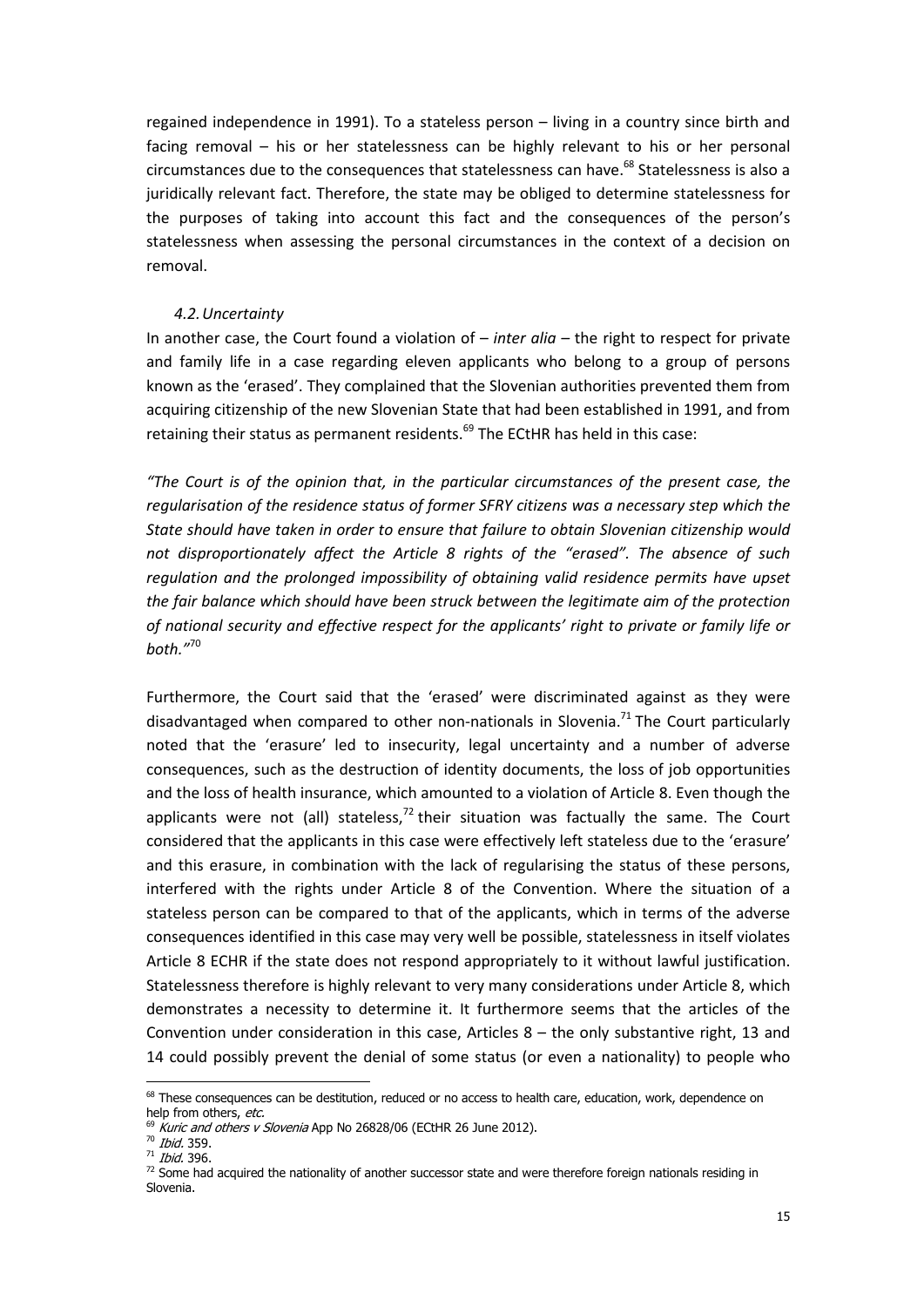regained independence in 1991). To a stateless person – living in a country since birth and facing removal – his or her statelessness can be highly relevant to his or her personal circumstances due to the consequences that statelessness can have.[68] Statelessness is also a juridically relevant fact. Therefore, the state may be obliged to determine statelessness for the purposes of taking into account this fact and the consequences of the person's statelessness when assessing the personal circumstances in the context of a decision on removal.

### *4.2. Uncertainty*

In another case, the Court found a violation of – *inter alia* – the right to respect for private and family life in a case regarding eleven applicants who belong to a group of persons known as the 'erased'. They complained that the Slovenian authorities prevented them from acquiring citizenship of the new Slovenian State that had been established in 1991, and from retaining their status as permanent residents.[69] The ECtHR has held in this case:

*"The Court is of the opinion that, in the particular circumstances of the present case, the regularisation of the residence status of former SFRY citizens was a necessary step which the State should have taken in order to ensure that failure to obtain Slovenian citizenship would not disproportionately affect the Article 8 rights of the "erased". The absence of such regulation and the prolonged impossibility of obtaining valid residence permits have upset the fair balance which should have been struck between the legitimate aim of the protection of national security and effective respect for the applicants' right to private or family life or both."*[70]

Furthermore, the Court said that the 'erased' were discriminated against as they were disadvantaged when compared to other non-nationals in Slovenia.[71] The Court particularly noted that the 'erasure' led to insecurity, legal uncertainty and a number of adverse consequences, such as the destruction of identity documents, the loss of job opportunities and the loss of health insurance, which amounted to a violation of Article 8. Even though the applicants were not (all) stateless,[72] their situation was factually the same. The Court considered that the applicants in this case were effectively left stateless due to the 'erasure' and this erasure, in combination with the lack of regularising the status of these persons, interfered with the rights under Article 8 of the Convention. Where the situation of a stateless person can be compared to that of the applicants, which in terms of the adverse consequences identified in this case may very well be possible, statelessness in itself violates Article 8 ECHR if the state does not respond appropriately to it without lawful justification. Statelessness therefore is highly relevant to very many considerations under Article 8, which demonstrates a necessity to determine it. It furthermore seems that the articles of the Convention under consideration in this case, Articles 8 – the only substantive right, 13 and 14 could possibly prevent the denial of some status (or even a nationality) to people who

---

[68] These consequences can be destitution, reduced or no access to health care, education, work, dependence on help from others, *etc.*

[69] *Kuric and others v Slovenia* App No 26828/06 (ECtHR 26 June 2012).

[70] *Ibid.* 359.

[71] *Ibid.* 396.

[72] Some had acquired the nationality of another successor state and were therefore foreign nationals residing in Slovenia.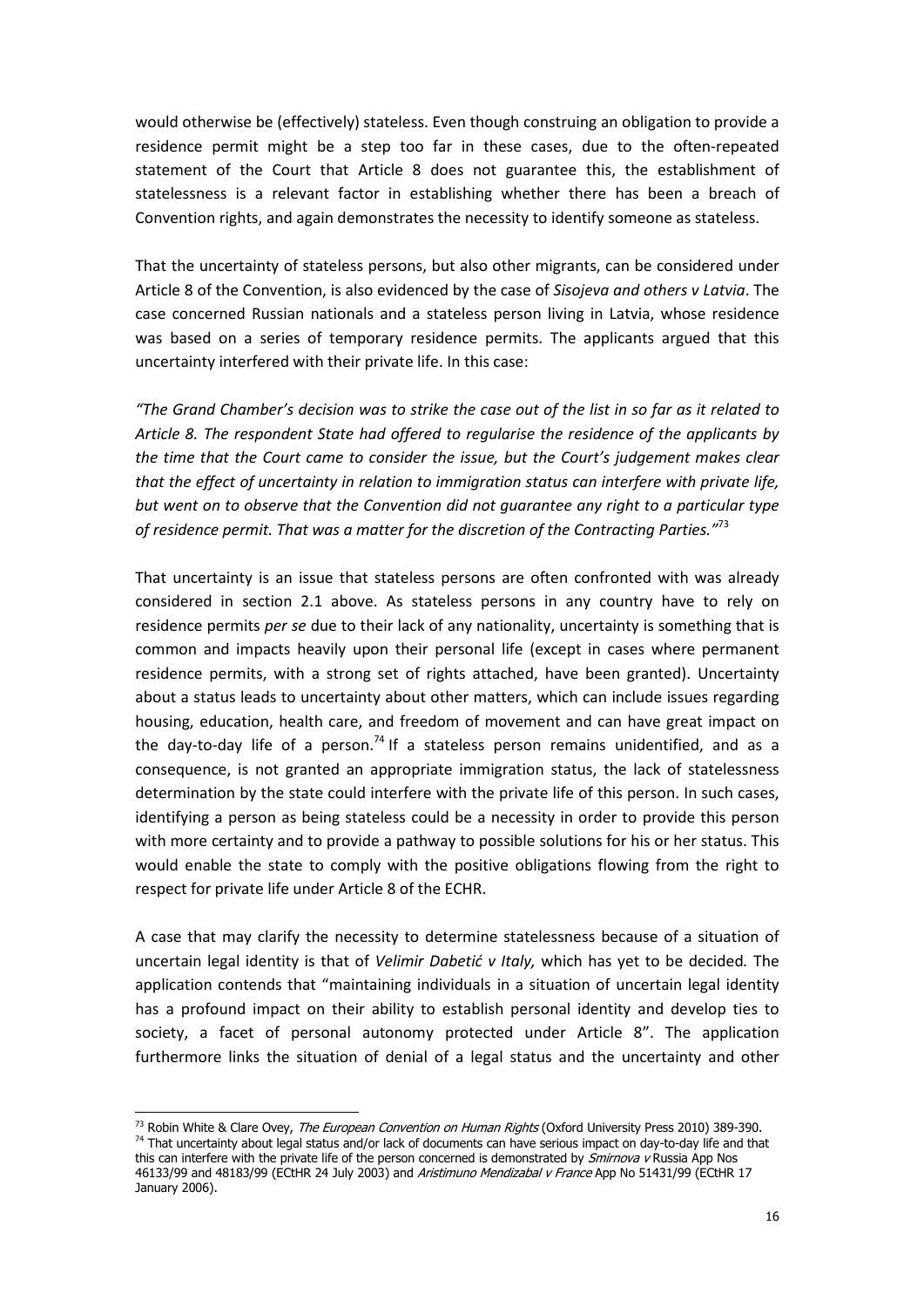would otherwise be (effectively) stateless. Even though construing an obligation to provide a residence permit might be a step too far in these cases, due to the often-repeated statement of the Court that Article 8 does not guarantee this, the establishment of statelessness is a relevant factor in establishing whether there has been a breach of Convention rights, and again demonstrates the necessity to identify someone as stateless.

That the uncertainty of stateless persons, but also other migrants, can be considered under Article 8 of the Convention, is also evidenced by the case of *Sisojeva and others v Latvia*. The case concerned Russian nationals and a stateless person living in Latvia, whose residence was based on a series of temporary residence permits. The applicants argued that this uncertainty interfered with their private life. In this case:

*"The Grand Chamber's decision was to strike the case out of the list in so far as it related to Article 8. The respondent State had offered to regularise the residence of the applicants by the time that the Court came to consider the issue, but the Court's judgement makes clear that the effect of uncertainty in relation to immigration status can interfere with private life, but went on to observe that the Convention did not guarantee any right to a particular type of residence permit. That was a matter for the discretion of the Contracting Parties."*[73]

That uncertainty is an issue that stateless persons are often confronted with was already considered in section 2.1 above. As stateless persons in any country have to rely on residence permits *per se* due to their lack of any nationality, uncertainty is something that is common and impacts heavily upon their personal life (except in cases where permanent residence permits, with a strong set of rights attached, have been granted). Uncertainty about a status leads to uncertainty about other matters, which can include issues regarding housing, education, health care, and freedom of movement and can have great impact on the day-to-day life of a person.[74] If a stateless person remains unidentified, and as a consequence, is not granted an appropriate immigration status, the lack of statelessness determination by the state could interfere with the private life of this person. In such cases, identifying a person as being stateless could be a necessity in order to provide this person with more certainty and to provide a pathway to possible solutions for his or her status. This would enable the state to comply with the positive obligations flowing from the right to respect for private life under Article 8 of the ECHR.

A case that may clarify the necessity to determine statelessness because of a situation of uncertain legal identity is that of *Velimir Dabetić v Italy,* which has yet to be decided. The application contends that "maintaining individuals in a situation of uncertain legal identity has a profound impact on their ability to establish personal identity and develop ties to society, a facet of personal autonomy protected under Article 8". The application furthermore links the situation of denial of a legal status and the uncertainty and other

---

[73] Robin White & Clare Ovey, *The European Convention on Human Rights* (Oxford University Press 2010) 389-390.

[74] That uncertainty about legal status and/or lack of documents can have serious impact on day-to-day life and that this can interfere with the private life of the person concerned is demonstrated by *Smirnova v* Russia App Nos 46133/99 and 48183/99 (ECtHR 24 July 2003) and *Aristimuno Mendizabal v France* App No 51431/99 (ECtHR 17 January 2006).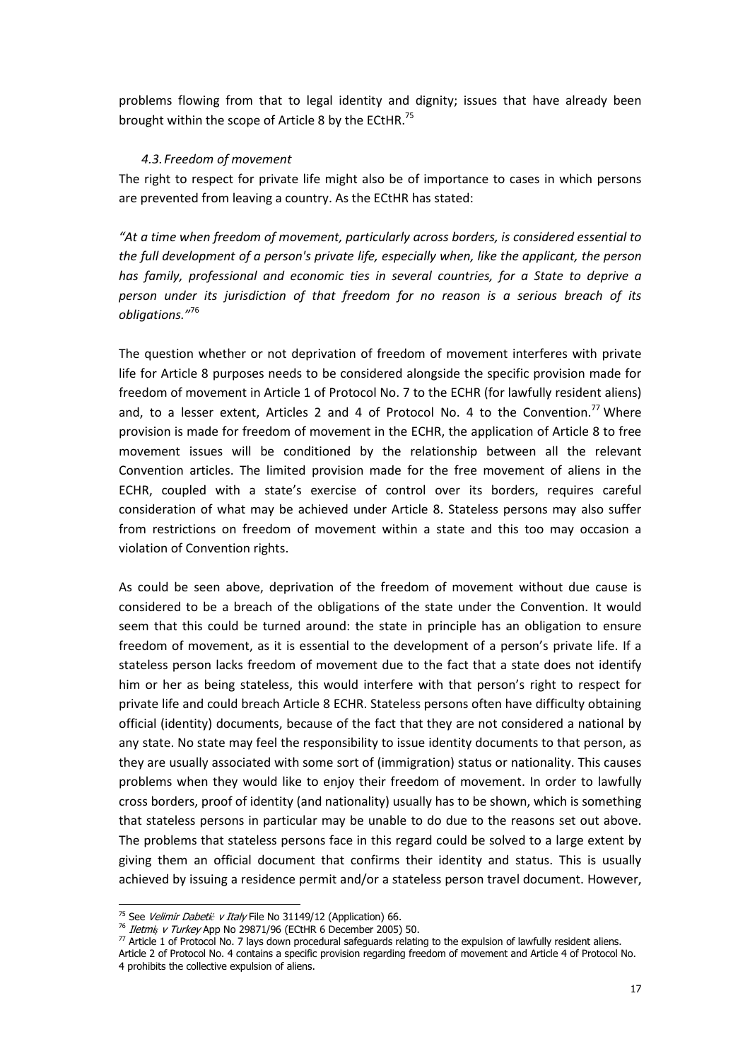problems flowing from that to legal identity and dignity; issues that have already been brought within the scope of Article 8 by the ECtHR.[75]

### *4.3. Freedom of movement*

The right to respect for private life might also be of importance to cases in which persons are prevented from leaving a country. As the ECtHR has stated:

*"At a time when freedom of movement, particularly across borders, is considered essential to the full development of a person's private life, especially when, like the applicant, the person has family, professional and economic ties in several countries, for a State to deprive a person under its jurisdiction of that freedom for no reason is a serious breach of its obligations."*[76]

The question whether or not deprivation of freedom of movement interferes with private life for Article 8 purposes needs to be considered alongside the specific provision made for freedom of movement in Article 1 of Protocol No. 7 to the ECHR (for lawfully resident aliens) and, to a lesser extent, Articles 2 and 4 of Protocol No. 4 to the Convention.[77] Where provision is made for freedom of movement in the ECHR, the application of Article 8 to free movement issues will be conditioned by the relationship between all the relevant Convention articles. The limited provision made for the free movement of aliens in the ECHR, coupled with a state's exercise of control over its borders, requires careful consideration of what may be achieved under Article 8. Stateless persons may also suffer from restrictions on freedom of movement within a state and this too may occasion a violation of Convention rights.

As could be seen above, deprivation of the freedom of movement without due cause is considered to be a breach of the obligations of the state under the Convention. It would seem that this could be turned around: the state in principle has an obligation to ensure freedom of movement, as it is essential to the development of a person's private life. If a stateless person lacks freedom of movement due to the fact that a state does not identify him or her as being stateless, this would interfere with that person's right to respect for private life and could breach Article 8 ECHR. Stateless persons often have difficulty obtaining official (identity) documents, because of the fact that they are not considered a national by any state. No state may feel the responsibility to issue identity documents to that person, as they are usually associated with some sort of (immigration) status or nationality. This causes problems when they would like to enjoy their freedom of movement. In order to lawfully cross borders, proof of identity (and nationality) usually has to be shown, which is something that stateless persons in particular may be unable to do due to the reasons set out above. The problems that stateless persons face in this regard could be solved to a large extent by giving them an official document that confirms their identity and status. This is usually achieved by issuing a residence permit and/or a stateless person travel document. However,

---

[75] See *Velimir Dabetić v Italy* File No 31149/12 (Application) 66.

[76] *Iletmiş v Turkey* App No 29871/96 (ECtHR 6 December 2005) 50.

[77] Article 1 of Protocol No. 7 lays down procedural safeguards relating to the expulsion of lawfully resident aliens. Article 2 of Protocol No. 4 contains a specific provision regarding freedom of movement and Article 4 of Protocol No. 4 prohibits the collective expulsion of aliens.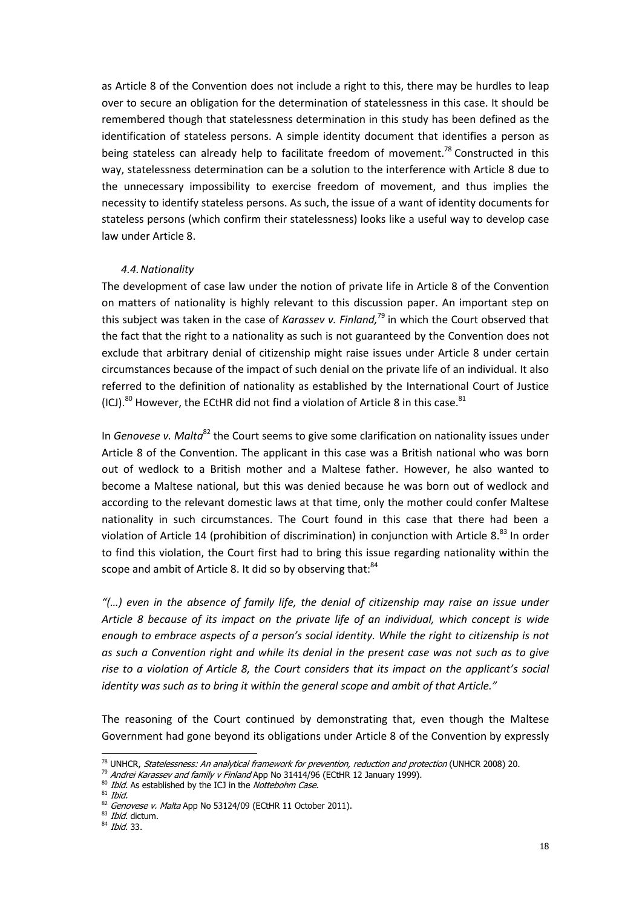as Article 8 of the Convention does not include a right to this, there may be hurdles to leap over to secure an obligation for the determination of statelessness in this case. It should be remembered though that statelessness determination in this study has been defined as the identification of stateless persons. A simple identity document that identifies a person as being stateless can already help to facilitate freedom of movement.[78] Constructed in this way, statelessness determination can be a solution to the interference with Article 8 due to the unnecessary impossibility to exercise freedom of movement, and thus implies the necessity to identify stateless persons. As such, the issue of a want of identity documents for stateless persons (which confirm their statelessness) looks like a useful way to develop case law under Article 8.

### *4.4. Nationality*

The development of case law under the notion of private life in Article 8 of the Convention on matters of nationality is highly relevant to this discussion paper. An important step on this subject was taken in the case of *Karassev v. Finland,*[79] in which the Court observed that the fact that the right to a nationality as such is not guaranteed by the Convention does not exclude that arbitrary denial of citizenship might raise issues under Article 8 under certain circumstances because of the impact of such denial on the private life of an individual. It also referred to the definition of nationality as established by the International Court of Justice (ICJ).[80] However, the ECtHR did not find a violation of Article 8 in this case.[81]

In *Genovese v. Malta*[82] the Court seems to give some clarification on nationality issues under Article 8 of the Convention. The applicant in this case was a British national who was born out of wedlock to a British mother and a Maltese father. However, he also wanted to become a Maltese national, but this was denied because he was born out of wedlock and according to the relevant domestic laws at that time, only the mother could confer Maltese nationality in such circumstances. The Court found in this case that there had been a violation of Article 14 (prohibition of discrimination) in conjunction with Article 8.[83] In order to find this violation, the Court first had to bring this issue regarding nationality within the scope and ambit of Article 8. It did so by observing that:[84]

*"(…) even in the absence of family life, the denial of citizenship may raise an issue under Article 8 because of its impact on the private life of an individual, which concept is wide enough to embrace aspects of a person's social identity. While the right to citizenship is not as such a Convention right and while its denial in the present case was not such as to give rise to a violation of Article 8, the Court considers that its impact on the applicant's social identity was such as to bring it within the general scope and ambit of that Article."*

The reasoning of the Court continued by demonstrating that, even though the Maltese Government had gone beyond its obligations under Article 8 of the Convention by expressly

---

[78] UNHCR, *Statelessness: An analytical framework for prevention, reduction and protection* (UNHCR 2008) 20.

[79] *Andrei Karassev and family v Finland* App No 31414/96 (ECtHR 12 January 1999).

[80] *Ibid.* As established by the ICJ in the *Nottebohm Case.*

[81] *Ibid.*

[82] *Genovese v. Malta* App No 53124/09 (ECtHR 11 October 2011).

[83] *Ibid.* dictum.

[84] *Ibid.* 33.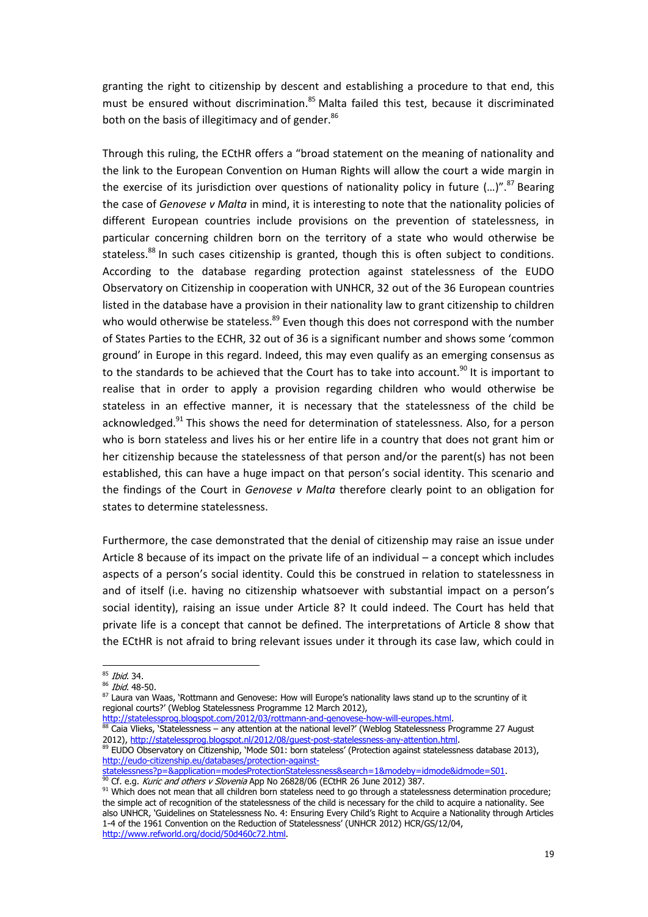granting the right to citizenship by descent and establishing a procedure to that end, this must be ensured without discrimination.[85] Malta failed this test, because it discriminated both on the basis of illegitimacy and of gender.[86]

Through this ruling, the ECtHR offers a "broad statement on the meaning of nationality and the link to the European Convention on Human Rights will allow the court a wide margin in the exercise of its jurisdiction over questions of nationality policy in future (…)".[87] Bearing the case of *Genovese v Malta* in mind, it is interesting to note that the nationality policies of different European countries include provisions on the prevention of statelessness, in particular concerning children born on the territory of a state who would otherwise be stateless.[88] In such cases citizenship is granted, though this is often subject to conditions. According to the database regarding protection against statelessness of the EUDO Observatory on Citizenship in cooperation with UNHCR, 32 out of the 36 European countries listed in the database have a provision in their nationality law to grant citizenship to children who would otherwise be stateless.[89] Even though this does not correspond with the number of States Parties to the ECHR, 32 out of 36 is a significant number and shows some 'common ground' in Europe in this regard. Indeed, this may even qualify as an emerging consensus as to the standards to be achieved that the Court has to take into account.[90] It is important to realise that in order to apply a provision regarding children who would otherwise be stateless in an effective manner, it is necessary that the statelessness of the child be acknowledged.[91] This shows the need for determination of statelessness. Also, for a person who is born stateless and lives his or her entire life in a country that does not grant him or her citizenship because the statelessness of that person and/or the parent(s) has not been established, this can have a huge impact on that person's social identity. This scenario and the findings of the Court in *Genovese v Malta* therefore clearly point to an obligation for states to determine statelessness.

Furthermore, the case demonstrated that the denial of citizenship may raise an issue under Article 8 because of its impact on the private life of an individual – a concept which includes aspects of a person's social identity. Could this be construed in relation to statelessness in and of itself (i.e. having no citizenship whatsoever with substantial impact on a person's social identity), raising an issue under Article 8? It could indeed. The Court has held that private life is a concept that cannot be defined. The interpretations of Article 8 show that the ECtHR is not afraid to bring relevant issues under it through its case law, which could in

---

[85] *Ibid.* 34.

[86] *Ibid.* 48-50.

[87] Laura van Waas, 'Rottmann and Genovese: How will Europe's nationality laws stand up to the scruntiny of it regional courts?' (Weblog Statelessness Programme 12 March 2012), http://statelessprog.blogspot.com/2012/03/rottmann-and-genovese-how-will-europes.html.

[88] Caia Vlieks, 'Statelessness – any attention at the national level?' (Weblog Statelessness Programme 27 August 2012), http://statelessprog.blogspot.nl/2012/08/guest-post-statelessness-any-attention.html.

[89] EUDO Observatory on Citizenship, 'Mode S01: born stateless' (Protection against statelessness database 2013), http://eudo-citizenship.eu/databases/protection-against-statelessness?p=&application=modesProtectionStatelessness&search=1&modeby=idmode&idmode=S01.

[90] Cf. e.g. *Kuric and others v Slovenia* App No 26828/06 (ECtHR 26 June 2012) 387.

[91] Which does not mean that all children born stateless need to go through a statelessness determination procedure; the simple act of recognition of the statelessness of the child is necessary for the child to acquire a nationality. See also UNHCR, 'Guidelines on Statelessness No. 4: Ensuring Every Child's Right to Acquire a Nationality through Articles 1-4 of the 1961 Convention on the Reduction of Statelessness' (UNHCR 2012) HCR/GS/12/04, http://www.refworld.org/docid/50d460c72.html.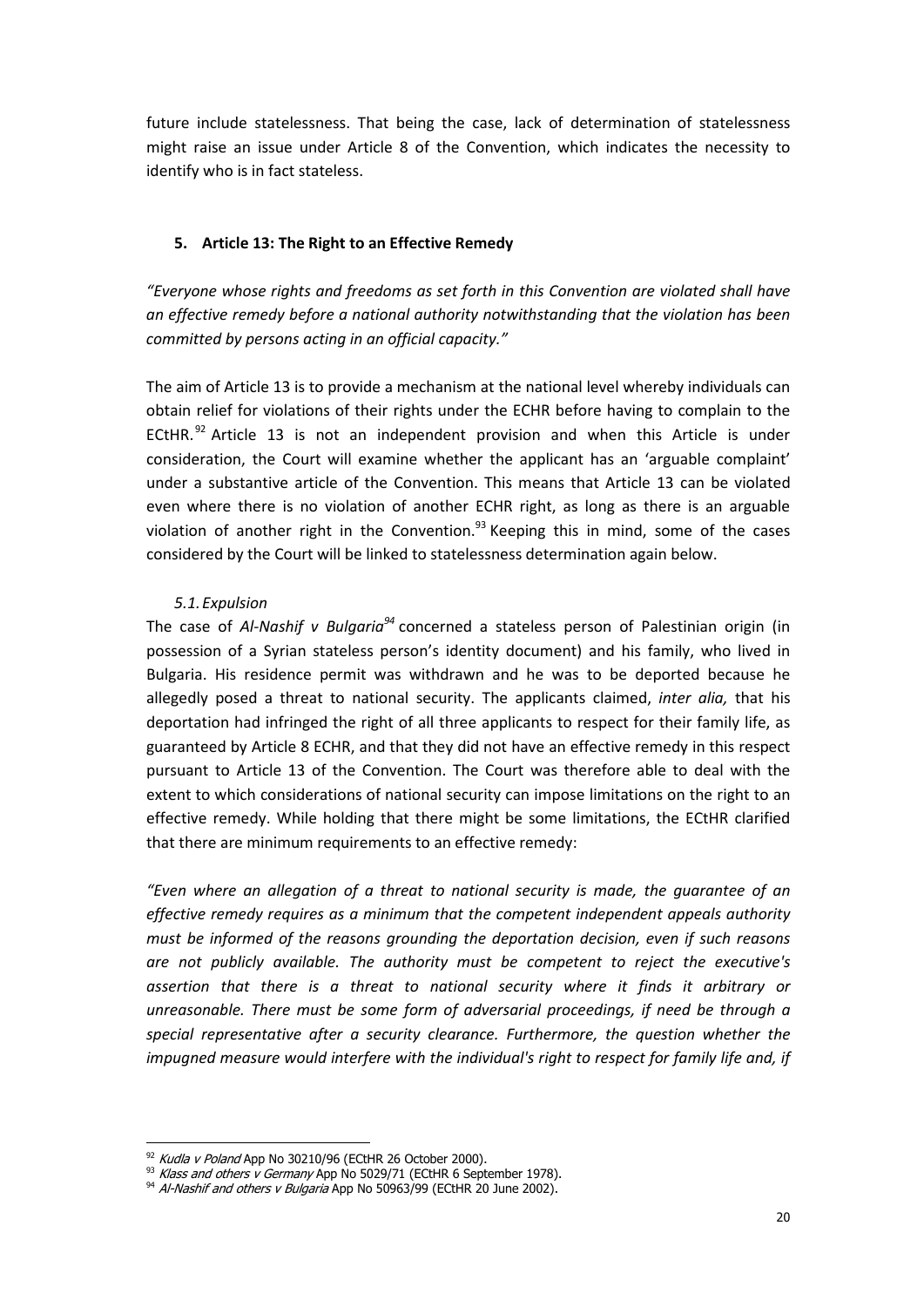future include statelessness. That being the case, lack of determination of statelessness might raise an issue under Article 8 of the Convention, which indicates the necessity to identify who is in fact stateless.

## 5. Article 13: The Right to an Effective Remedy

*"Everyone whose rights and freedoms as set forth in this Convention are violated shall have an effective remedy before a national authority notwithstanding that the violation has been committed by persons acting in an official capacity."*

The aim of Article 13 is to provide a mechanism at the national level whereby individuals can obtain relief for violations of their rights under the ECHR before having to complain to the ECtHR.[92] Article 13 is not an independent provision and when this Article is under consideration, the Court will examine whether the applicant has an 'arguable complaint' under a substantive article of the Convention. This means that Article 13 can be violated even where there is no violation of another ECHR right, as long as there is an arguable violation of another right in the Convention.[93] Keeping this in mind, some of the cases considered by the Court will be linked to statelessness determination again below.

### *5.1. Expulsion*

The case of *Al-Nashif v Bulgaria*[94] concerned a stateless person of Palestinian origin (in possession of a Syrian stateless person's identity document) and his family, who lived in Bulgaria. His residence permit was withdrawn and he was to be deported because he allegedly posed a threat to national security. The applicants claimed, *inter alia,* that his deportation had infringed the right of all three applicants to respect for their family life, as guaranteed by Article 8 ECHR, and that they did not have an effective remedy in this respect pursuant to Article 13 of the Convention. The Court was therefore able to deal with the extent to which considerations of national security can impose limitations on the right to an effective remedy. While holding that there might be some limitations, the ECtHR clarified that there are minimum requirements to an effective remedy:

*"Even where an allegation of a threat to national security is made, the guarantee of an effective remedy requires as a minimum that the competent independent appeals authority must be informed of the reasons grounding the deportation decision, even if such reasons are not publicly available. The authority must be competent to reject the executive's assertion that there is a threat to national security where it finds it arbitrary or unreasonable. There must be some form of adversarial proceedings, if need be through a special representative after a security clearance. Furthermore, the question whether the impugned measure would interfere with the individual's right to respect for family life and, if*

---

[92] *Kudla v Poland* App No 30210/96 (ECtHR 26 October 2000).

[93] *Klass and others v Germany* App No 5029/71 (ECtHR 6 September 1978).

[94] *Al-Nashif and others v Bulgaria* App No 50963/99 (ECtHR 20 June 2002).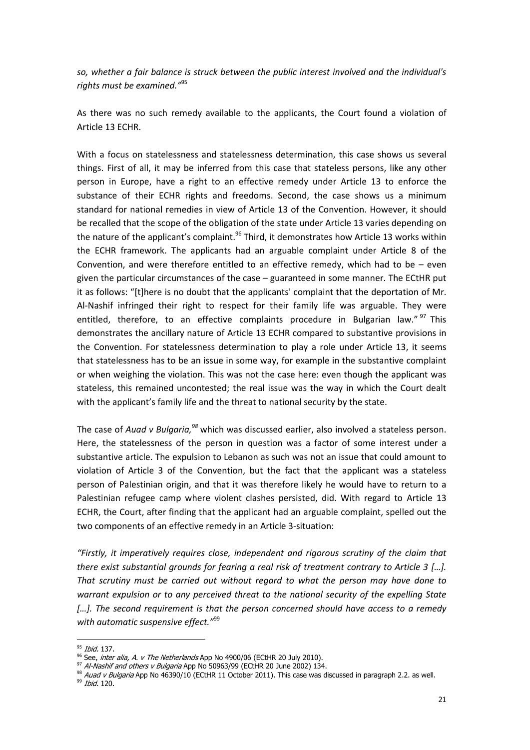*so, whether a fair balance is struck between the public interest involved and the individual's rights must be examined."*[95]

As there was no such remedy available to the applicants, the Court found a violation of Article 13 ECHR.

With a focus on statelessness and statelessness determination, this case shows us several things. First of all, it may be inferred from this case that stateless persons, like any other person in Europe, have a right to an effective remedy under Article 13 to enforce the substance of their ECHR rights and freedoms. Second, the case shows us a minimum standard for national remedies in view of Article 13 of the Convention. However, it should be recalled that the scope of the obligation of the state under Article 13 varies depending on the nature of the applicant's complaint.[96] Third, it demonstrates how Article 13 works within the ECHR framework. The applicants had an arguable complaint under Article 8 of the Convention, and were therefore entitled to an effective remedy, which had to be – even given the particular circumstances of the case – guaranteed in some manner. The ECtHR put it as follows: "[t]here is no doubt that the applicants' complaint that the deportation of Mr. Al-Nashif infringed their right to respect for their family life was arguable. They were entitled, therefore, to an effective complaints procedure in Bulgarian law."[97] This demonstrates the ancillary nature of Article 13 ECHR compared to substantive provisions in the Convention. For statelessness determination to play a role under Article 13, it seems that statelessness has to be an issue in some way, for example in the substantive complaint or when weighing the violation. This was not the case here: even though the applicant was stateless, this remained uncontested; the real issue was the way in which the Court dealt with the applicant's family life and the threat to national security by the state.

The case of *Auad v Bulgaria,*[98] which was discussed earlier, also involved a stateless person. Here, the statelessness of the person in question was a factor of some interest under a substantive article. The expulsion to Lebanon as such was not an issue that could amount to violation of Article 3 of the Convention, but the fact that the applicant was a stateless person of Palestinian origin, and that it was therefore likely he would have to return to a Palestinian refugee camp where violent clashes persisted, did. With regard to Article 13 ECHR, the Court, after finding that the applicant had an arguable complaint, spelled out the two components of an effective remedy in an Article 3-situation:

*"Firstly, it imperatively requires close, independent and rigorous scrutiny of the claim that there exist substantial grounds for fearing a real risk of treatment contrary to Article 3 […]. That scrutiny must be carried out without regard to what the person may have done to warrant expulsion or to any perceived threat to the national security of the expelling State […]. The second requirement is that the person concerned should have access to a remedy with automatic suspensive effect."*[99]

---

[95] *Ibid.* 137.

[96] See, *inter alia, A. v The Netherlands* App No 4900/06 (ECtHR 20 July 2010).

[97] *Al-Nashif and others v Bulgaria* App No 50963/99 (ECtHR 20 June 2002) 134.

[98] *Auad v Bulgaria* App No 46390/10 (ECtHR 11 October 2011). This case was discussed in paragraph 2.2. as well.

[99] *Ibid.* 120.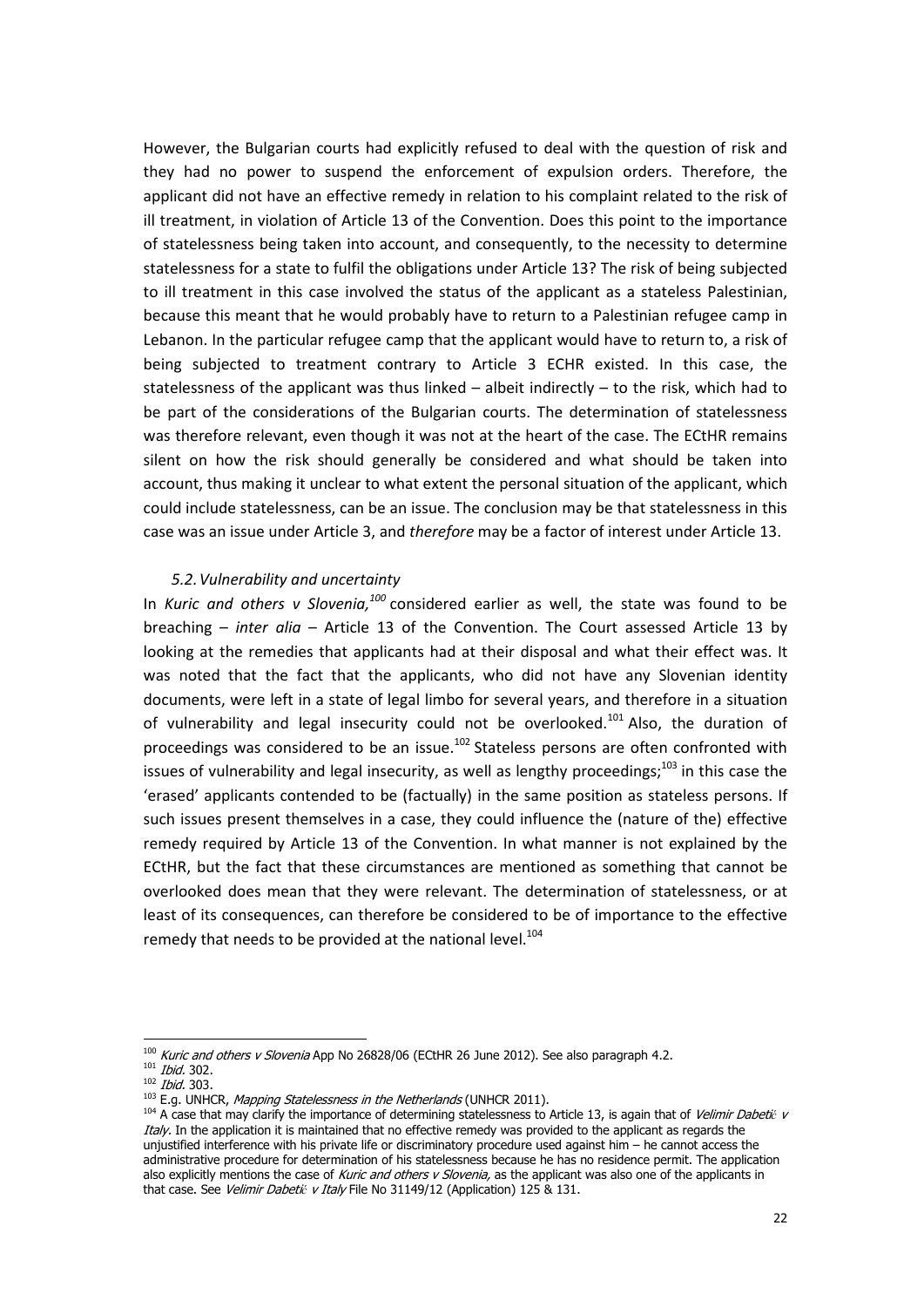However, the Bulgarian courts had explicitly refused to deal with the question of risk and they had no power to suspend the enforcement of expulsion orders. Therefore, the applicant did not have an effective remedy in relation to his complaint related to the risk of ill treatment, in violation of Article 13 of the Convention. Does this point to the importance of statelessness being taken into account, and consequently, to the necessity to determine statelessness for a state to fulfil the obligations under Article 13? The risk of being subjected to ill treatment in this case involved the status of the applicant as a stateless Palestinian, because this meant that he would probably have to return to a Palestinian refugee camp in Lebanon. In the particular refugee camp that the applicant would have to return to, a risk of being subjected to treatment contrary to Article 3 ECHR existed. In this case, the statelessness of the applicant was thus linked – albeit indirectly – to the risk, which had to be part of the considerations of the Bulgarian courts. The determination of statelessness was therefore relevant, even though it was not at the heart of the case. The ECtHR remains silent on how the risk should generally be considered and what should be taken into account, thus making it unclear to what extent the personal situation of the applicant, which could include statelessness, can be an issue. The conclusion may be that statelessness in this case was an issue under Article 3, and *therefore* may be a factor of interest under Article 13.

### *5.2. Vulnerability and uncertainty*

In *Kuric and others v Slovenia,*[100] considered earlier as well, the state was found to be breaching – *inter alia* – Article 13 of the Convention. The Court assessed Article 13 by looking at the remedies that applicants had at their disposal and what their effect was. It was noted that the fact that the applicants, who did not have any Slovenian identity documents, were left in a state of legal limbo for several years, and therefore in a situation of vulnerability and legal insecurity could not be overlooked.[101] Also, the duration of proceedings was considered to be an issue.[102] Stateless persons are often confronted with issues of vulnerability and legal insecurity, as well as lengthy proceedings;[103] in this case the 'erased' applicants contended to be (factually) in the same position as stateless persons. If such issues present themselves in a case, they could influence the (nature of the) effective remedy required by Article 13 of the Convention. In what manner is not explained by the ECtHR, but the fact that these circumstances are mentioned as something that cannot be overlooked does mean that they were relevant. The determination of statelessness, or at least of its consequences, can therefore be considered to be of importance to the effective remedy that needs to be provided at the national level.[104]

---

[100] *Kuric and others v Slovenia* App No 26828/06 (ECtHR 26 June 2012). See also paragraph 4.2.

[101] *Ibid.* 302.

[102] *Ibid.* 303.

[103] E.g. UNHCR, *Mapping Statelessness in the Netherlands* (UNHCR 2011).

[104] A case that may clarify the importance of determining statelessness to Article 13, is again that of *Velimir Dabetić v Italy*. In the application it is maintained that no effective remedy was provided to the applicant as regards the unjustified interference with his private life or discriminatory procedure used against him – he cannot access the administrative procedure for determination of his statelessness because he has no residence permit. The application also explicitly mentions the case of *Kuric and others v Slovenia,* as the applicant was also one of the applicants in that case. See *Velimir Dabetić v Italy* File No 31149/12 (Application) 125 & 131.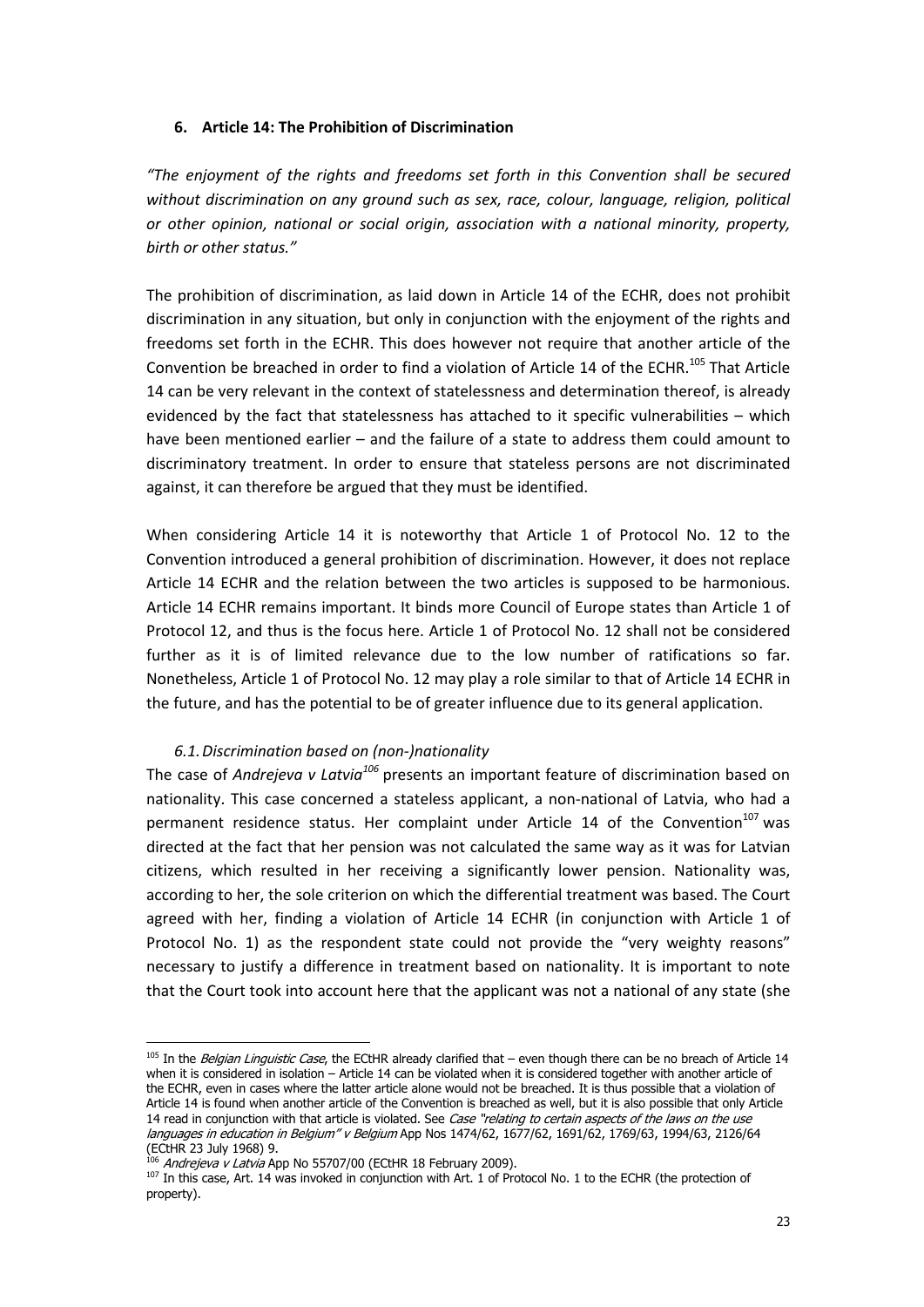## 6. Article 14: The Prohibition of Discrimination

*"The enjoyment of the rights and freedoms set forth in this Convention shall be secured without discrimination on any ground such as sex, race, colour, language, religion, political or other opinion, national or social origin, association with a national minority, property, birth or other status."*

The prohibition of discrimination, as laid down in Article 14 of the ECHR, does not prohibit discrimination in any situation, but only in conjunction with the enjoyment of the rights and freedoms set forth in the ECHR. This does however not require that another article of the Convention be breached in order to find a violation of Article 14 of the ECHR.[105] That Article 14 can be very relevant in the context of statelessness and determination thereof, is already evidenced by the fact that statelessness has attached to it specific vulnerabilities – which have been mentioned earlier – and the failure of a state to address them could amount to discriminatory treatment. In order to ensure that stateless persons are not discriminated against, it can therefore be argued that they must be identified.

When considering Article 14 it is noteworthy that Article 1 of Protocol No. 12 to the Convention introduced a general prohibition of discrimination. However, it does not replace Article 14 ECHR and the relation between the two articles is supposed to be harmonious. Article 14 ECHR remains important. It binds more Council of Europe states than Article 1 of Protocol 12, and thus is the focus here. Article 1 of Protocol No. 12 shall not be considered further as it is of limited relevance due to the low number of ratifications so far. Nonetheless, Article 1 of Protocol No. 12 may play a role similar to that of Article 14 ECHR in the future, and has the potential to be of greater influence due to its general application.

### *6.1. Discrimination based on (non-)nationality*

The case of *Andrejeva v Latvia*[106] presents an important feature of discrimination based on nationality. This case concerned a stateless applicant, a non-national of Latvia, who had a permanent residence status. Her complaint under Article 14 of the Convention[107] was directed at the fact that her pension was not calculated the same way as it was for Latvian citizens, which resulted in her receiving a significantly lower pension. Nationality was, according to her, the sole criterion on which the differential treatment was based. The Court agreed with her, finding a violation of Article 14 ECHR (in conjunction with Article 1 of Protocol No. 1) as the respondent state could not provide the "very weighty reasons" necessary to justify a difference in treatment based on nationality. It is important to note that the Court took into account here that the applicant was not a national of any state (she

---

[105] In the *Belgian Linguistic Case*, the ECtHR already clarified that – even though there can be no breach of Article 14 when it is considered in isolation – Article 14 can be violated when it is considered together with another article of the ECHR, even in cases where the latter article alone would not be breached. It is thus possible that a violation of Article 14 is found when another article of the Convention is breached as well, but it is also possible that only Article 14 read in conjunction with that article is violated. See *Case "relating to certain aspects of the laws on the use languages in education in Belgium" v Belgium* App Nos 1474/62, 1677/62, 1691/62, 1769/63, 1994/63, 2126/64 (ECtHR 23 July 1968) 9.

[106] *Andrejeva v Latvia* App No 55707/00 (ECtHR 18 February 2009).

[107] In this case, Art. 14 was invoked in conjunction with Art. 1 of Protocol No. 1 to the ECHR (the protection of property).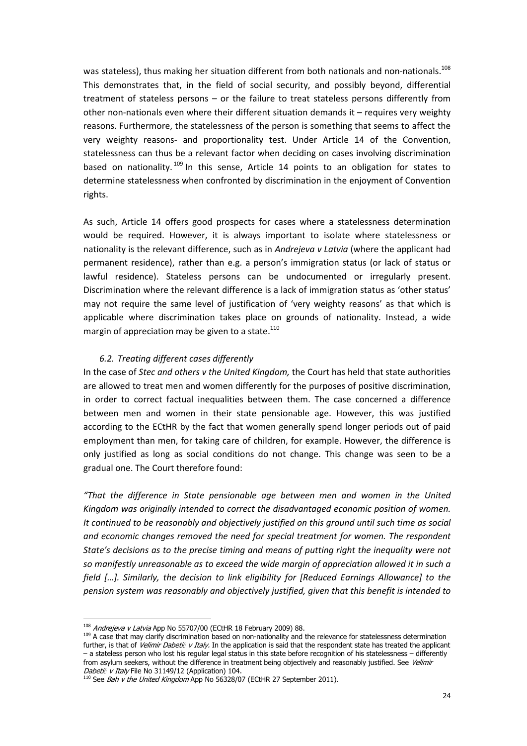was stateless), thus making her situation different from both nationals and non-nationals.[108] This demonstrates that, in the field of social security, and possibly beyond, differential treatment of stateless persons – or the failure to treat stateless persons differently from other non-nationals even where their different situation demands it – requires very weighty reasons. Furthermore, the statelessness of the person is something that seems to affect the very weighty reasons- and proportionality test. Under Article 14 of the Convention, statelessness can thus be a relevant factor when deciding on cases involving discrimination based on nationality.[109] In this sense, Article 14 points to an obligation for states to determine statelessness when confronted by discrimination in the enjoyment of Convention rights.

As such, Article 14 offers good prospects for cases where a statelessness determination would be required. However, it is always important to isolate where statelessness or nationality is the relevant difference, such as in *Andrejeva v Latvia* (where the applicant had permanent residence), rather than e.g. a person's immigration status (or lack of status or lawful residence). Stateless persons can be undocumented or irregularly present. Discrimination where the relevant difference is a lack of immigration status as 'other status' may not require the same level of justification of 'very weighty reasons' as that which is applicable where discrimination takes place on grounds of nationality. Instead, a wide margin of appreciation may be given to a state.[110]

### *6.2. Treating different cases differently*

In the case of *Stec and others v the United Kingdom,* the Court has held that state authorities are allowed to treat men and women differently for the purposes of positive discrimination, in order to correct factual inequalities between them. The case concerned a difference between men and women in their state pensionable age. However, this was justified according to the ECtHR by the fact that women generally spend longer periods out of paid employment than men, for taking care of children, for example. However, the difference is only justified as long as social conditions do not change. This change was seen to be a gradual one. The Court therefore found:

*"That the difference in State pensionable age between men and women in the United Kingdom was originally intended to correct the disadvantaged economic position of women. It continued to be reasonably and objectively justified on this ground until such time as social and economic changes removed the need for special treatment for women. The respondent State's decisions as to the precise timing and means of putting right the inequality were not so manifestly unreasonable as to exceed the wide margin of appreciation allowed it in such a field […]. Similarly, the decision to link eligibility for [Reduced Earnings Allowance] to the pension system was reasonably and objectively justified, given that this benefit is intended to*

---

[108] *Andrejeva v Latvia* App No 55707/00 (ECtHR 18 February 2009) 88.

[109] A case that may clarify discrimination based on non-nationality and the relevance for statelessness determination further, is that of *Velimir Dabetić v Italy*. In the application is said that the respondent state has treated the applicant – a stateless person who lost his regular legal status in this state before recognition of his statelessness – differently from asylum seekers, without the difference in treatment being objectively and reasonably justified. See *Velimir Dabetić v Italy* File No 31149/12 (Application) 104.

[110] See *Bah v the United Kingdom* App No 56328/07 (ECtHR 27 September 2011).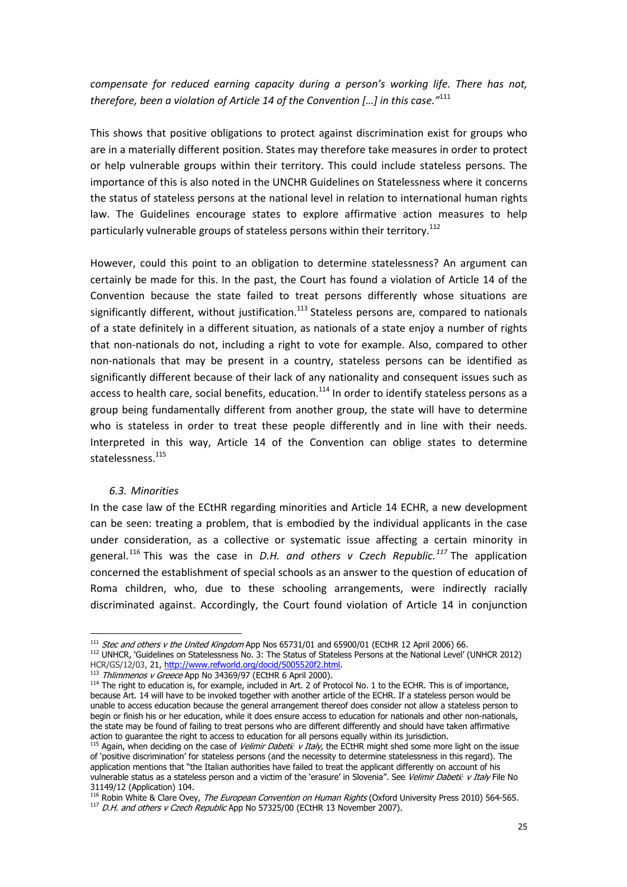*compensate for reduced earning capacity during a person's working life. There has not, therefore, been a violation of Article 14 of the Convention […] in this case."*[111]

This shows that positive obligations to protect against discrimination exist for groups who are in a materially different position. States may therefore take measures in order to protect or help vulnerable groups within their territory. This could include stateless persons. The importance of this is also noted in the UNCHR Guidelines on Statelessness where it concerns the status of stateless persons at the national level in relation to international human rights law. The Guidelines encourage states to explore affirmative action measures to help particularly vulnerable groups of stateless persons within their territory.[112]

However, could this point to an obligation to determine statelessness? An argument can certainly be made for this. In the past, the Court has found a violation of Article 14 of the Convention because the state failed to treat persons differently whose situations are significantly different, without justification.[113] Stateless persons are, compared to nationals of a state definitely in a different situation, as nationals of a state enjoy a number of rights that non-nationals do not, including a right to vote for example. Also, compared to other non-nationals that may be present in a country, stateless persons can be identified as significantly different because of their lack of any nationality and consequent issues such as access to health care, social benefits, education.[114] In order to identify stateless persons as a group being fundamentally different from another group, the state will have to determine who is stateless in order to treat these people differently and in line with their needs. Interpreted in this way, Article 14 of the Convention can oblige states to determine statelessness.[115]

### *6.3. Minorities*

In the case law of the ECtHR regarding minorities and Article 14 ECHR, a new development can be seen: treating a problem, that is embodied by the individual applicants in the case under consideration, as a collective or systematic issue affecting a certain minority in general.[116] This was the case in *D.H. and others v Czech Republic.*[117] The application concerned the establishment of special schools as an answer to the question of education of Roma children, who, due to these schooling arrangements, were indirectly racially discriminated against. Accordingly, the Court found violation of Article 14 in conjunction

---

[111] *Stec and others v the United Kingdom* App Nos 65731/01 and 65900/01 (ECtHR 12 April 2006) 66.

[112] UNHCR, 'Guidelines on Statelessness No. 3: The Status of Stateless Persons at the National Level' (UNCHR 2012) HCR/GS/12/03, 21, http://www.refworld.org/docid/5005520f2.html.

[113] *Thlimmenos v Greece* App No 34369/97 (ECtHR 6 April 2000).

[114] The right to education is, for example, included in Art. 2 of Protocol No. 1 to the ECHR. This is of importance, because Art. 14 will have to be invoked together with another article of the ECHR. If a stateless person would be unable to access education because the general arrangement thereof does consider not allow a stateless person to begin or finish his or her education, while it does ensure access to education for nationals and other non-nationals, the state may be found of failing to treat persons who are different differently and should have taken affirmative action to guarantee the right to access to education for all persons equally within its jurisdiction.

[115] Again, when deciding on the case of *Velimir Dabetić v Italy,* the ECtHR might shed some more light on the issue of 'positive discrimination' for stateless persons (and the necessity to determine statelessness in this regard). The application mentions that "the Italian authorities have failed to treat the applicant differently on account of his vulnerable status as a stateless person and a victim of the 'erasure' in Slovenia". See *Velimir Dabetić v Italy* File No 31149/12 (Application) 104.

[116] Robin White & Clare Ovey, *The European Convention on Human Rights* (Oxford University Press 2010) 564-565.

[117] *D.H. and others v Czech Republic* App No 57325/00 (ECtHR 13 November 2007).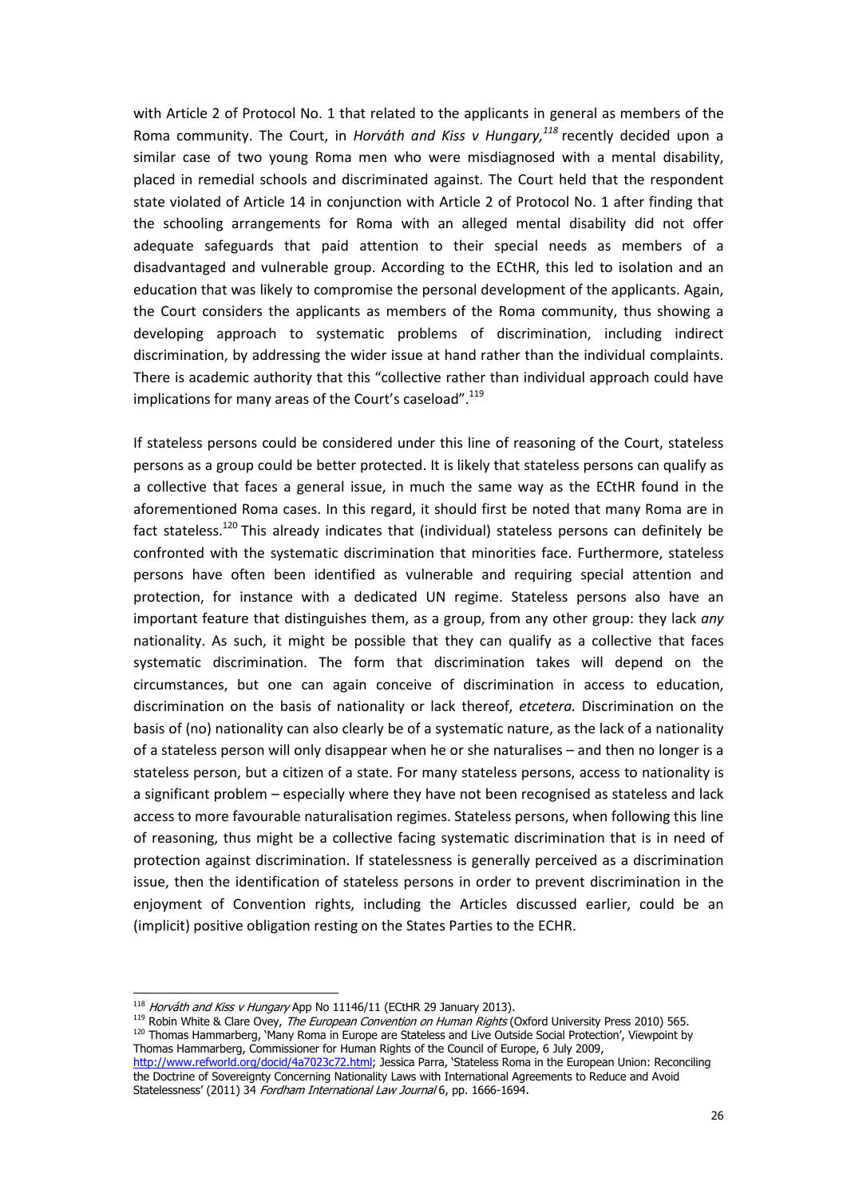with Article 2 of Protocol No. 1 that related to the applicants in general as members of the Roma community. The Court, in *Horváth and Kiss v Hungary,*[118] recently decided upon a similar case of two young Roma men who were misdiagnosed with a mental disability, placed in remedial schools and discriminated against. The Court held that the respondent state violated of Article 14 in conjunction with Article 2 of Protocol No. 1 after finding that the schooling arrangements for Roma with an alleged mental disability did not offer adequate safeguards that paid attention to their special needs as members of a disadvantaged and vulnerable group. According to the ECtHR, this led to isolation and an education that was likely to compromise the personal development of the applicants. Again, the Court considers the applicants as members of the Roma community, thus showing a developing approach to systematic problems of discrimination, including indirect discrimination, by addressing the wider issue at hand rather than the individual complaints. There is academic authority that this "collective rather than individual approach could have implications for many areas of the Court's caseload".[119]

If stateless persons could be considered under this line of reasoning of the Court, stateless persons as a group could be better protected. It is likely that stateless persons can qualify as a collective that faces a general issue, in much the same way as the ECtHR found in the aforementioned Roma cases. In this regard, it should first be noted that many Roma are in fact stateless.[120] This already indicates that (individual) stateless persons can definitely be confronted with the systematic discrimination that minorities face. Furthermore, stateless persons have often been identified as vulnerable and requiring special attention and protection, for instance with a dedicated UN regime. Stateless persons also have an important feature that distinguishes them, as a group, from any other group: they lack *any* nationality. As such, it might be possible that they can qualify as a collective that faces systematic discrimination. The form that discrimination takes will depend on the circumstances, but one can again conceive of discrimination in access to education, discrimination on the basis of nationality or lack thereof, *etcetera.* Discrimination on the basis of (no) nationality can also clearly be of a systematic nature, as the lack of a nationality of a stateless person will only disappear when he or she naturalises – and then no longer is a stateless person, but a citizen of a state. For many stateless persons, access to nationality is a significant problem – especially where they have not been recognised as stateless and lack access to more favourable naturalisation regimes. Stateless persons, when following this line of reasoning, thus might be a collective facing systematic discrimination that is in need of protection against discrimination. If statelessness is generally perceived as a discrimination issue, then the identification of stateless persons in order to prevent discrimination in the enjoyment of Convention rights, including the Articles discussed earlier, could be an (implicit) positive obligation resting on the States Parties to the ECHR.

---

[118] *Horváth and Kiss v Hungary* App No 11146/11 (ECtHR 29 January 2013).

[119] Robin White & Clare Ovey, *The European Convention on Human Rights* (Oxford University Press 2010) 565.

[120] Thomas Hammarberg, 'Many Roma in Europe are Stateless and Live Outside Social Protection', Viewpoint by Thomas Hammarberg, Commissioner for Human Rights of the Council of Europe, 6 July 2009, http://www.refworld.org/docid/4a7023c72.html; Jessica Parra, 'Stateless Roma in the European Union: Reconciling the Doctrine of Sovereignty Concerning Nationality Laws with International Agreements to Reduce and Avoid Statelessness' (2011) 34 *Fordham International Law Journal* 6, pp. 1666-1694.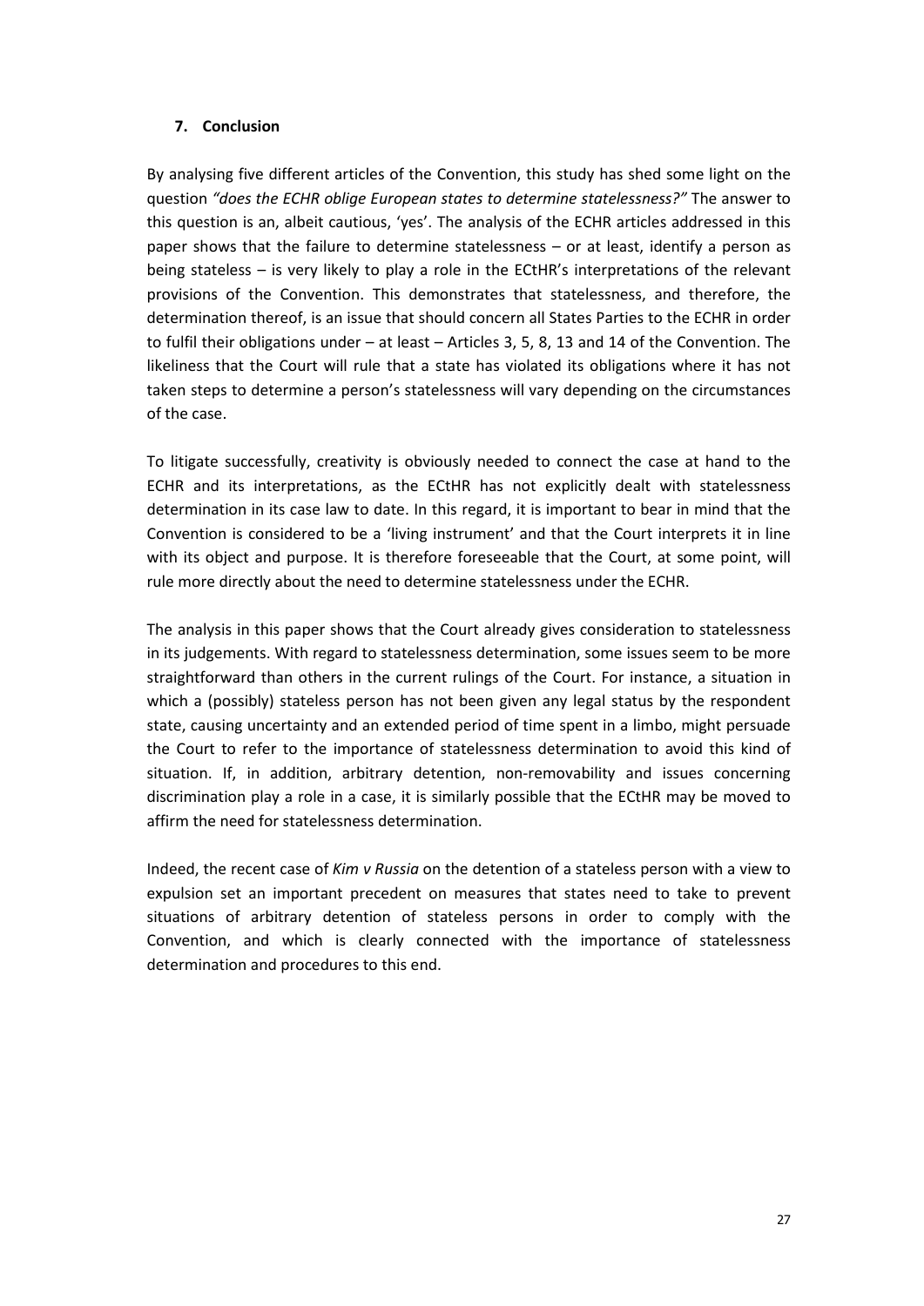## 7. Conclusion

By analysing five different articles of the Convention, this study has shed some light on the question *"does the ECHR oblige European states to determine statelessness?"* The answer to this question is an, albeit cautious, 'yes'. The analysis of the ECHR articles addressed in this paper shows that the failure to determine statelessness – or at least, identify a person as being stateless – is very likely to play a role in the ECtHR's interpretations of the relevant provisions of the Convention. This demonstrates that statelessness, and therefore, the determination thereof, is an issue that should concern all States Parties to the ECHR in order to fulfil their obligations under – at least – Articles 3, 5, 8, 13 and 14 of the Convention. The likeliness that the Court will rule that a state has violated its obligations where it has not taken steps to determine a person's statelessness will vary depending on the circumstances of the case.

To litigate successfully, creativity is obviously needed to connect the case at hand to the ECHR and its interpretations, as the ECtHR has not explicitly dealt with statelessness determination in its case law to date. In this regard, it is important to bear in mind that the Convention is considered to be a 'living instrument' and that the Court interprets it in line with its object and purpose. It is therefore foreseeable that the Court, at some point, will rule more directly about the need to determine statelessness under the ECHR.

The analysis in this paper shows that the Court already gives consideration to statelessness in its judgements. With regard to statelessness determination, some issues seem to be more straightforward than others in the current rulings of the Court. For instance, a situation in which a (possibly) stateless person has not been given any legal status by the respondent state, causing uncertainty and an extended period of time spent in a limbo, might persuade the Court to refer to the importance of statelessness determination to avoid this kind of situation. If, in addition, arbitrary detention, non-removability and issues concerning discrimination play a role in a case, it is similarly possible that the ECtHR may be moved to affirm the need for statelessness determination.

Indeed, the recent case of *Kim v Russia* on the detention of a stateless person with a view to expulsion set an important precedent on measures that states need to take to prevent situations of arbitrary detention of stateless persons in order to comply with the Convention, and which is clearly connected with the importance of statelessness determination and procedures to this end.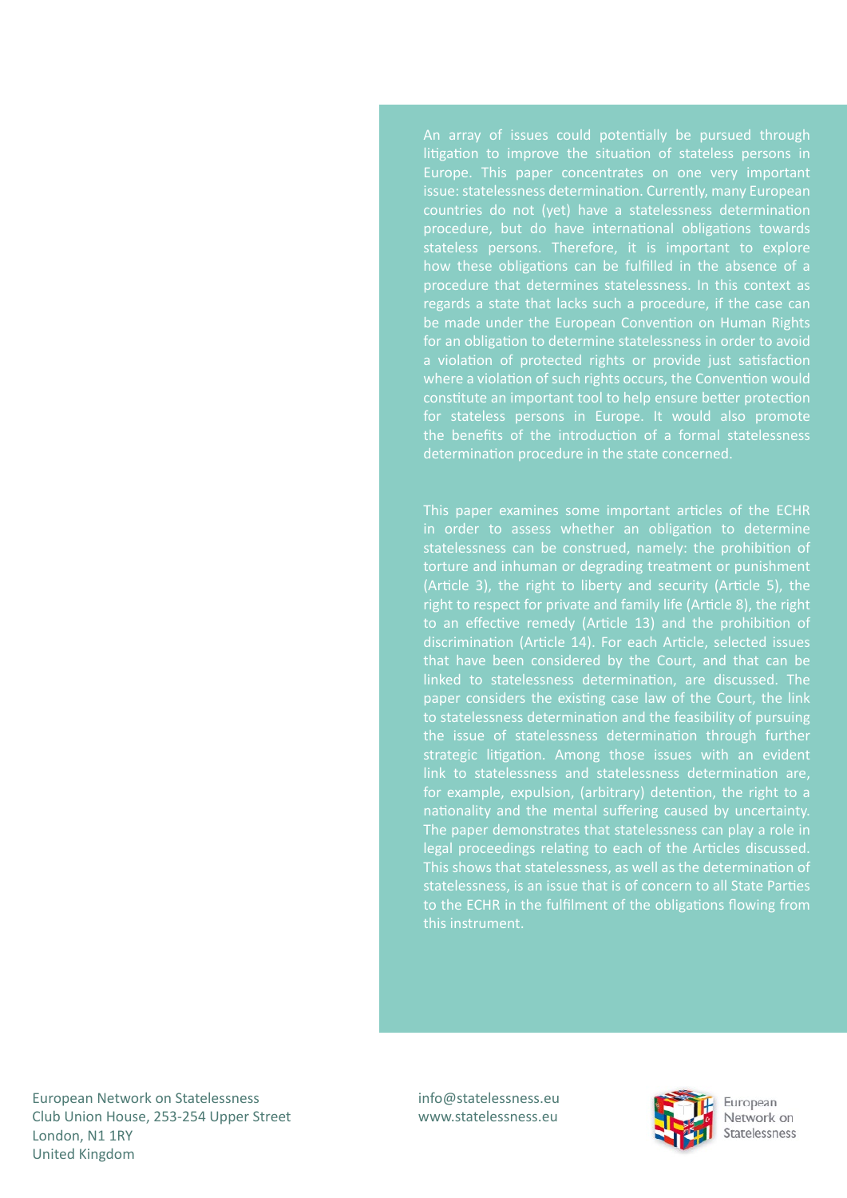An array of issues could potentially be pursued through litigation to improve the situation of stateless persons in Europe. This paper concentrates on one very important issue: statelessness determination. Currently, many European countries do not (yet) have a statelessness determination procedure, but do have international obligations towards stateless persons. Therefore, it is important to explore how these obligations can be fulfilled in the absence of a procedure that determines statelessness. In this context as regards a state that lacks such a procedure, if the case can be made under the European Convention on Human Rights for an obligation to determine statelessness in order to avoid a violation of protected rights or provide just satisfaction where a violation of such rights occurs, the Convention would constitute an important tool to help ensure better protection for stateless persons in Europe. It would also promote the benefits of the introduction of a formal statelessness determination procedure in the state concerned.

This paper examines some important articles of the ECHR in order to assess whether an obligation to determine statelessness can be construed, namely: the prohibition of torture and inhuman or degrading treatment or punishment (Article 3), the right to liberty and security (Article 5), the right to respect for private and family life (Article 8), the right to an effective remedy (Article 13) and the prohibition of discrimination (Article 14). For each Article, selected issues that have been considered by the Court, and that can be linked to statelessness determination, are discussed. The paper considers the existing case law of the Court, the link to statelessness determination and the feasibility of pursuing the issue of statelessness determination through further strategic litigation. Among those issues with an evident link to statelessness and statelessness determination are, for example, expulsion, (arbitrary) detention, the right to a nationality and the mental suffering caused by uncertainty. The paper demonstrates that statelessness can play a role in legal proceedings relating to each of the Articles discussed. This shows that statelessness, as well as the determination of statelessness, is an issue that is of concern to all State Parties to the ECHR in the fulfilment of the obligations flowing from this instrument.

European Network on Statelessness
Club Union House, 253-254 Upper Street
London, N1 1RY
United Kingdom

info@statelessness.eu
www.statelessness.eu

European Network on Statelessness